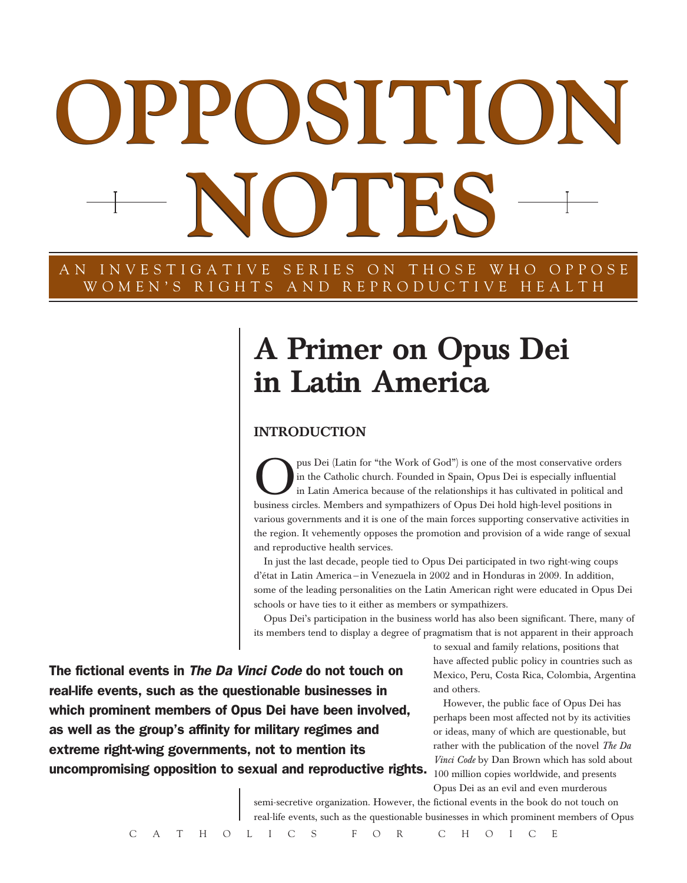# OPPOSITION NOTES

AN INVESTIGATIVE SERIES ON THOSE WHO OPPOSE WOMEN'S RIGHTS AND REPRODUCTIVE HEALTH

## A Primer on Opus Dei in Latin America

### INTRODUCTION

Opus Dei (Latin for "the Work of God") is one of the most conservative orders in the Catholic church. Founded in Spain, Opus Dei is especially influential in Latin America because of the relationships it has cultivated in political and business circles. Members and sympathizers of Opus Dei hold high-level positions in various governments and it is one of the main forces supporting conservative activities in the region. It vehemently opposes the promotion and provision of a wide range of sexual and reproductive health services.

In just the last decade, people tied to Opus Dei participated in two right-wing coups d'état in Latin America—in Venezuela in 2002 and in Honduras in 2009. In addition, some of the leading personalities on the Latin American right were educated in Opus Dei schools or have ties to it either as members or sympathizers.

Opus Dei's participation in the business world has also been significant. There, many of its members tend to display a degree of pragmatism that is not apparent in their approach to sexual and family relations, positions that have affected public policy in countries such as Mexico, Peru, Costa Rica, Colombia, Argentina and others.

However, the public face of Opus Dei has perhaps been most affected not by its activities or ideas, many of which are questionable, but rather with the publication of the novel *The Da Vinci Code* by Dan Brown which has sold about 100 million copies worldwide, and presents Opus Dei as an evil and even murderous semi-secretive organization. However, the fictional events in the book do not touch on real-life events, such as the questionable businesses in which prominent members of Opus

**The fictional events in *The Da Vinci Code* do not touch on real-life events, such as the questionable businesses in which prominent members of Opus Dei have been involved, as well as the group's affinity for military regimes and extreme right-wing governments, not to mention its uncompromising opposition to sexual and reproductive rights.**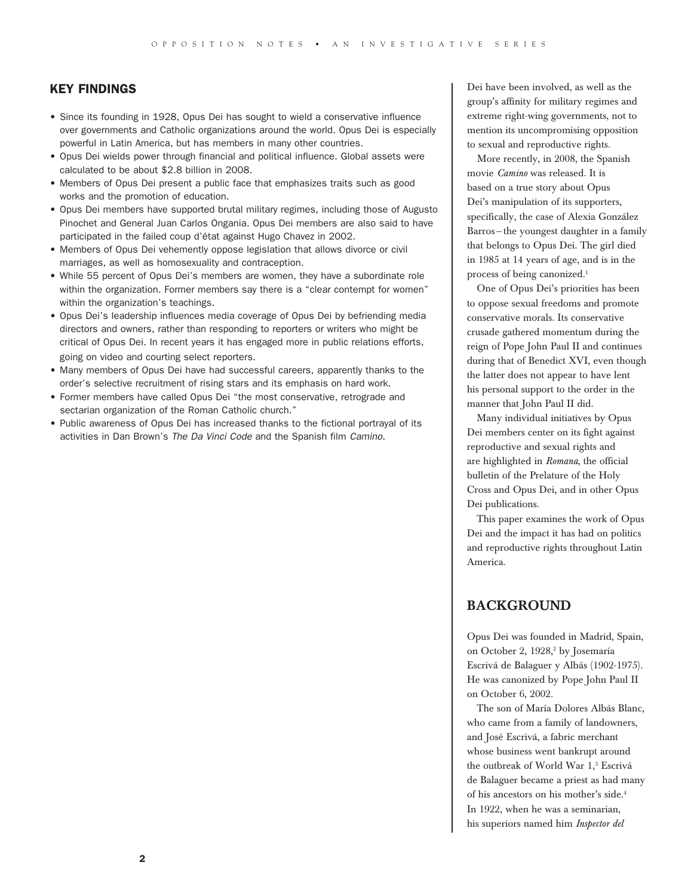## KEY FINDINGS

- Since its founding in 1928, Opus Dei has sought to wield a conservative influence over governments and Catholic organizations around the world. Opus Dei is especially powerful in Latin America, but has members in many other countries.
- Opus Dei wields power through financial and political influence. Global assets were calculated to be about $2.8 billion in 2008.
- Members of Opus Dei present a public face that emphasizes traits such as good works and the promotion of education.
- Opus Dei members have supported brutal military regimes, including those of Augusto Pinochet and General Juan Carlos Ongania. Opus Dei members are also said to have participated in the failed coup d'état against Hugo Chavez in 2002.
- Members of Opus Dei vehemently oppose legislation that allows divorce or civil marriages, as well as homosexuality and contraception.
- While 55 percent of Opus Dei's members are women, they have a subordinate role within the organization. Former members say there is a "clear contempt for women" within the organization's teachings.
- Opus Dei's leadership influences media coverage of Opus Dei by befriending media directors and owners, rather than responding to reporters or writers who might be critical of Opus Dei. In recent years it has engaged more in public relations efforts, going on video and courting select reporters.
- Many members of Opus Dei have had successful careers, apparently thanks to the order's selective recruitment of rising stars and its emphasis on hard work.
- Former members have called Opus Dei "the most conservative, retrograde and sectarian organization of the Roman Catholic church."
- Public awareness of Opus Dei has increased thanks to the fictional portrayal of its activities in Dan Brown's *The Da Vinci Code* and the Spanish film *Camino*.

Dei have been involved, as well as the group's affinity for military regimes and extreme right-wing governments, not to mention its uncompromising opposition to sexual and reproductive rights.

More recently, in 2008, the Spanish movie *Camino* was released. It is based on a true story about Opus Dei's manipulation of its supporters, specifically, the case of Alexia González Barros – the youngest daughter in a family that belongs to Opus Dei. The girl died in 1985 at 14 years of age, and is in the process of being canonized.[1]

One of Opus Dei's priorities has been to oppose sexual freedoms and promote conservative morals. Its conservative crusade gathered momentum during the reign of Pope John Paul II and continues during that of Benedict XVI, even though the latter does not appear to have lent his personal support to the order in the manner that John Paul II did.

Many individual initiatives by Opus Dei members center on its fight against reproductive and sexual rights and are highlighted in *Romana*, the official bulletin of the Prelature of the Holy Cross and Opus Dei, and in other Opus Dei publications.

This paper examines the work of Opus Dei and the impact it has had on politics and reproductive rights throughout Latin America.

## BACKGROUND

Opus Dei was founded in Madrid, Spain, on October 2, 1928,[2] by Josemaría Escrivá de Balaguer y Albás (1902-1975). He was canonized by Pope John Paul II on October 6, 2002.

The son of María Dolores Albás Blanc, who came from a family of landowners, and José Escrivá, a fabric merchant whose business went bankrupt around the outbreak of World War 1,[3] Escrivá de Balaguer became a priest as had many of his ancestors on his mother's side.[4] In 1922, when he was a seminarian, his superiors named him *Inspector del*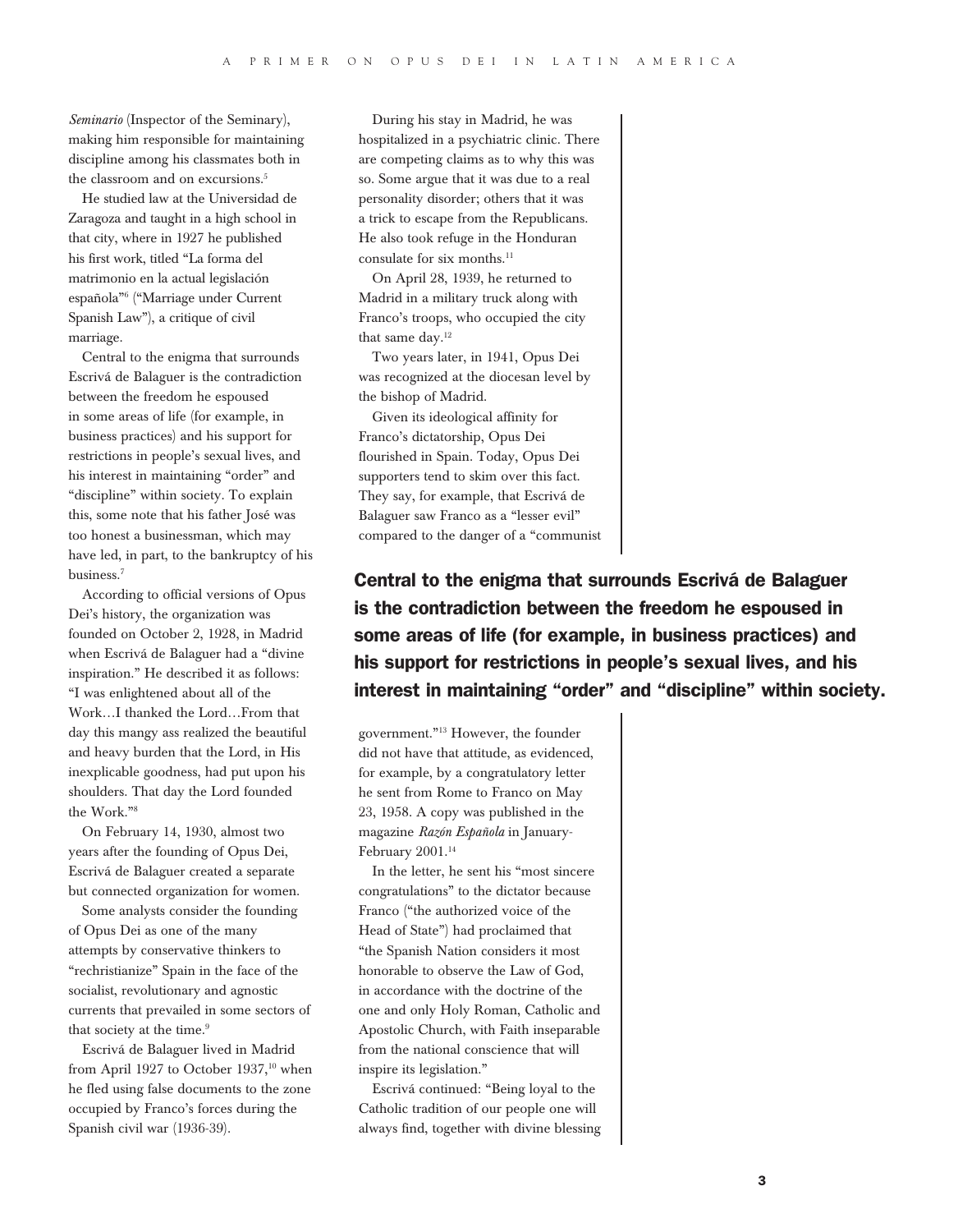*Seminario* (Inspector of the Seminary), making him responsible for maintaining discipline among his classmates both in the classroom and on excursions.[5]

He studied law at the Universidad de Zaragoza and taught in a high school in that city, where in 1927 he published his first work, titled "La forma del matrimonio en la actual legislación española"[6] ("Marriage under Current Spanish Law"), a critique of civil marriage.

Central to the enigma that surrounds Escrivá de Balaguer is the contradiction between the freedom he espoused in some areas of life (for example, in business practices) and his support for restrictions in people's sexual lives, and his interest in maintaining "order" and "discipline" within society. To explain this, some note that his father José was too honest a businessman, which may have led, in part, to the bankruptcy of his business.[7]

According to official versions of Opus Dei's history, the organization was founded on October 2, 1928, in Madrid when Escrivá de Balaguer had a "divine inspiration." He described it as follows: "I was enlightened about all of the Work…I thanked the Lord…From that day this mangy ass realized the beautiful and heavy burden that the Lord, in His inexplicable goodness, had put upon his shoulders. That day the Lord founded the Work."[8]

On February 14, 1930, almost two years after the founding of Opus Dei, Escrivá de Balaguer created a separate but connected organization for women.

Some analysts consider the founding of Opus Dei as one of the many attempts by conservative thinkers to "rechristianize" Spain in the face of the socialist, revolutionary and agnostic currents that prevailed in some sectors of that society at the time.[9]

Escrivá de Balaguer lived in Madrid from April 1927 to October 1937,[10] when he fled using false documents to the zone occupied by Franco's forces during the Spanish civil war (1936-39).

During his stay in Madrid, he was hospitalized in a psychiatric clinic. There are competing claims as to why this was so. Some argue that it was due to a real personality disorder; others that it was a trick to escape from the Republicans. He also took refuge in the Honduran consulate for six months.[11]

On April 28, 1939, he returned to Madrid in a military truck along with Franco's troops, who occupied the city that same day.[12]

Two years later, in 1941, Opus Dei was recognized at the diocesan level by the bishop of Madrid.

Given its ideological affinity for Franco's dictatorship, Opus Dei flourished in Spain. Today, Opus Dei supporters tend to skim over this fact. They say, for example, that Escrivá de Balaguer saw Franco as a "lesser evil" compared to the danger of a "communist government."[13] However, the founder did not have that attitude, as evidenced, for example, by a congratulatory letter he sent from Rome to Franco on May 23, 1958. A copy was published in the magazine *Razón Española* in January-February 2001.[14]

**Central to the enigma that surrounds Escrivá de Balaguer is the contradiction between the freedom he espoused in some areas of life (for example, in business practices) and his support for restrictions in people's sexual lives, and his interest in maintaining "order" and "discipline" within society.**

In the letter, he sent his "most sincere congratulations" to the dictator because Franco ("the authorized voice of the Head of State") had proclaimed that "the Spanish Nation considers it most honorable to observe the Law of God, in accordance with the doctrine of the one and only Holy Roman, Catholic and Apostolic Church, with Faith inseparable from the national conscience that will inspire its legislation."

Escrivá continued: "Being loyal to the Catholic tradition of our people one will always find, together with divine blessing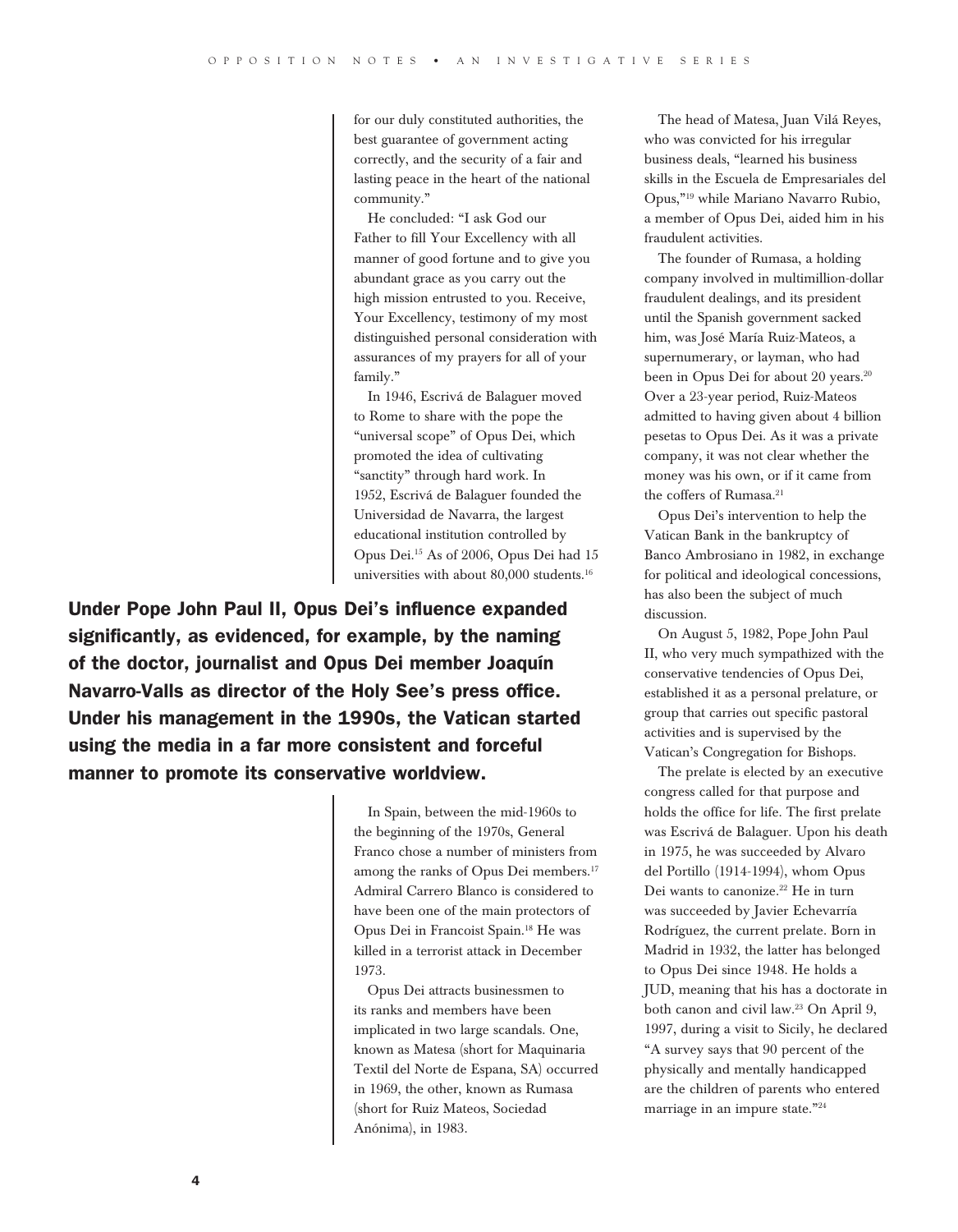for our duly constituted authorities, the best guarantee of government acting correctly, and the security of a fair and lasting peace in the heart of the national community."

He concluded: "I ask God our Father to fill Your Excellency with all manner of good fortune and to give you abundant grace as you carry out the high mission entrusted to you. Receive, Your Excellency, testimony of my most distinguished personal consideration with assurances of my prayers for all of your family."

In 1946, Escrivá de Balaguer moved to Rome to share with the pope the "universal scope" of Opus Dei, which promoted the idea of cultivating "sanctity" through hard work. In 1952, Escrivá de Balaguer founded the Universidad de Navarra, the largest educational institution controlled by Opus Dei.[15] As of 2006, Opus Dei had 15 universities with about 80,000 students.[16]

**Under Pope John Paul II, Opus Dei's influence expanded significantly, as evidenced, for example, by the naming of the doctor, journalist and Opus Dei member Joaquín Navarro-Valls as director of the Holy See's press office. Under his management in the 1990s, the Vatican started using the media in a far more consistent and forceful manner to promote its conservative worldview.**

In Spain, between the mid-1960s to the beginning of the 1970s, General Franco chose a number of ministers from among the ranks of Opus Dei members.[17] Admiral Carrero Blanco is considered to have been one of the main protectors of Opus Dei in Francoist Spain.[18] He was killed in a terrorist attack in December 1973.

Opus Dei attracts businessmen to its ranks and members have been implicated in two large scandals. One, known as Matesa (short for Maquinaria Textil del Norte de Espana, SA) occurred in 1969, the other, known as Rumasa (short for Ruiz Mateos, Sociedad Anónima), in 1983.

The head of Matesa, Juan Vilá Reyes, who was convicted for his irregular business deals, "learned his business skills in the Escuela de Empresariales del Opus,"[19] while Mariano Navarro Rubio, a member of Opus Dei, aided him in his fraudulent activities.

The founder of Rumasa, a holding company involved in multimillion-dollar fraudulent dealings, and its president until the Spanish government sacked him, was José María Ruiz-Mateos, a supernumerary, or layman, who had been in Opus Dei for about 20 years.[20] Over a 23-year period, Ruiz-Mateos admitted to having given about 4 billion pesetas to Opus Dei. As it was a private company, it was not clear whether the money was his own, or if it came from the coffers of Rumasa.[21]

Opus Dei's intervention to help the Vatican Bank in the bankruptcy of Banco Ambrosiano in 1982, in exchange for political and ideological concessions, has also been the subject of much discussion.

On August 5, 1982, Pope John Paul II, who very much sympathized with the conservative tendencies of Opus Dei, established it as a personal prelature, or group that carries out specific pastoral activities and is supervised by the Vatican's Congregation for Bishops.

The prelate is elected by an executive congress called for that purpose and holds the office for life. The first prelate was Escrivá de Balaguer. Upon his death in 1975, he was succeeded by Alvaro del Portillo (1914-1994), whom Opus Dei wants to canonize.[22] He in turn was succeeded by Javier Echevarría Rodríguez, the current prelate. Born in Madrid in 1932, the latter has belonged to Opus Dei since 1948. He holds a JUD, meaning that his has a doctorate in both canon and civil law.[23] On April 9, 1997, during a visit to Sicily, he declared "A survey says that 90 percent of the physically and mentally handicapped are the children of parents who entered marriage in an impure state."[24]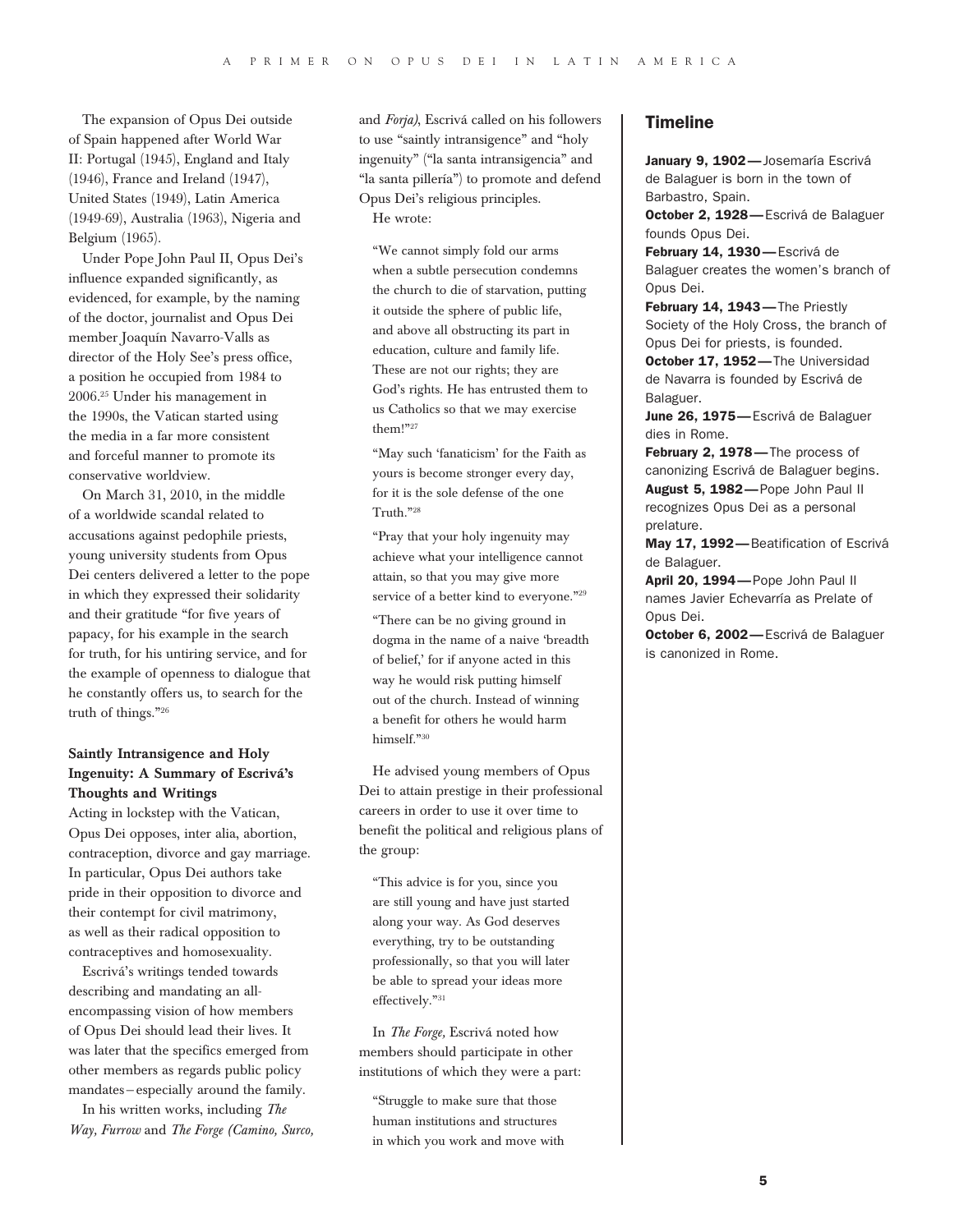The expansion of Opus Dei outside of Spain happened after World War II: Portugal (1945), England and Italy (1946), France and Ireland (1947), United States (1949), Latin America (1949-69), Australia (1963), Nigeria and Belgium (1965).

Under Pope John Paul II, Opus Dei's influence expanded significantly, as evidenced, for example, by the naming of the doctor, journalist and Opus Dei member Joaquín Navarro-Valls as director of the Holy See's press office, a position he occupied from 1984 to 2006.[25] Under his management in the 1990s, the Vatican started using the media in a far more consistent and forceful manner to promote its conservative worldview.

On March 31, 2010, in the middle of a worldwide scandal related to accusations against pedophile priests, young university students from Opus Dei centers delivered a letter to the pope in which they expressed their solidarity and their gratitude "for five years of papacy, for his example in the search for truth, for his untiring service, and for the example of openness to dialogue that he constantly offers us, to search for the truth of things."[26]

### Saintly Intransigence and Holy Ingenuity: A Summary of Escrivá's Thoughts and Writings

Acting in lockstep with the Vatican, Opus Dei opposes, inter alia, abortion, contraception, divorce and gay marriage. In particular, Opus Dei authors take pride in their opposition to divorce and their contempt for civil matrimony, as well as their radical opposition to contraceptives and homosexuality.

Escrivá's writings tended towards describing and mandating an all-encompassing vision of how members of Opus Dei should lead their lives. It was later that the specifics emerged from other members as regards public policy mandates – especially around the family.

In his written works, including *The Way, Furrow* and *The Forge (Camino, Surco,* and *Forja)*, Escrivá called on his followers to use "saintly intransigence" and "holy ingenuity" ("la santa intransigencia" and "la santa pillería") to promote and defend Opus Dei's religious principles.

He wrote:

> "We cannot simply fold our arms when a subtle persecution condemns the church to die of starvation, putting it outside the sphere of public life, and above all obstructing its part in education, culture and family life. These are not our rights; they are God's rights. He has entrusted them to us Catholics so that we may exercise them!"[27]

> "May such 'fanaticism' for the Faith as yours is become stronger every day, for it is the sole defense of the one Truth."[28]

> "Pray that your holy ingenuity may achieve what your intelligence cannot attain, so that you may give more service of a better kind to everyone."[29]

> "There can be no giving ground in dogma in the name of a naive 'breadth of belief,' for if anyone acted in this way he would risk putting himself out of the church. Instead of winning a benefit for others he would harm himself."[30]

He advised young members of Opus Dei to attain prestige in their professional careers in order to use it over time to benefit the political and religious plans of the group:

> "This advice is for you, since you are still young and have just started along your way. As God deserves everything, try to be outstanding professionally, so that you will later be able to spread your ideas more effectively."[31]

In *The Forge,* Escrivá noted how members should participate in other institutions of which they were a part:

> "Struggle to make sure that those human institutions and structures in which you work and move with

## Timeline

**January 9, 1902—**Josemaría Escrivá de Balaguer is born in the town of Barbastro, Spain.

**October 2, 1928—**Escrivá de Balaguer founds Opus Dei.

**February 14, 1930—**Escrivá de Balaguer creates the women's branch of Opus Dei.

**February 14, 1943—**The Priestly Society of the Holy Cross, the branch of Opus Dei for priests, is founded.

**October 17, 1952—**The Universidad de Navarra is founded by Escrivá de Balaguer.

**June 26, 1975—**Escrivá de Balaguer dies in Rome.

**February 2, 1978—**The process of canonizing Escrivá de Balaguer begins.

**August 5, 1982—**Pope John Paul II recognizes Opus Dei as a personal prelature.

**May 17, 1992—**Beatification of Escrivá de Balaguer.

**April 20, 1994—**Pope John Paul II names Javier Echevarría as Prelate of Opus Dei.

**October 6, 2002—**Escrivá de Balaguer is canonized in Rome.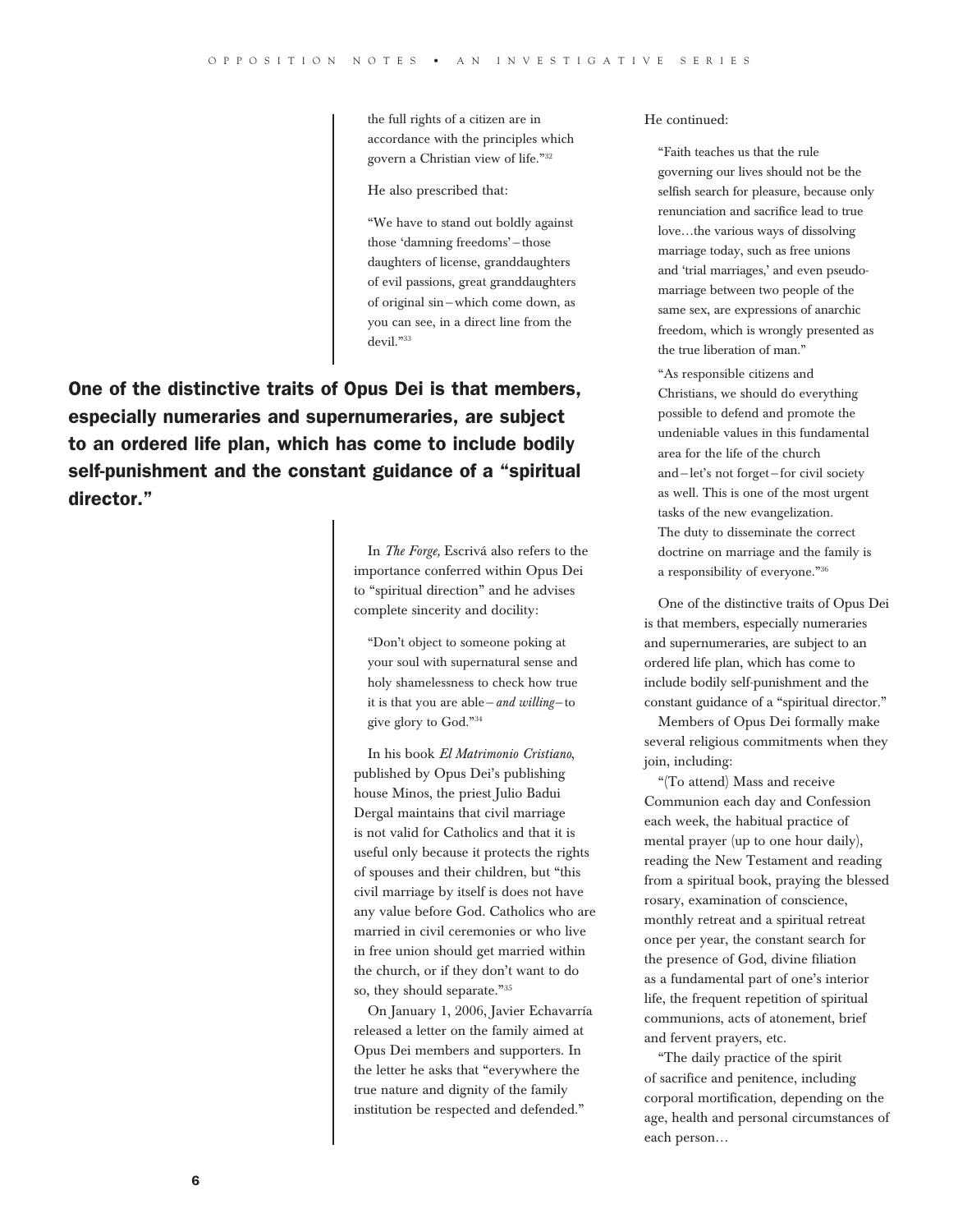the full rights of a citizen are in accordance with the principles which govern a Christian view of life."[32]

He also prescribed that:

"We have to stand out boldly against those 'damning freedoms'—those daughters of license, granddaughters of evil passions, great granddaughters of original sin—which come down, as you can see, in a direct line from the devil."[33]

**One of the distinctive traits of Opus Dei is that members, especially numeraries and supernumeraries, are subject to an ordered life plan, which has come to include bodily self-punishment and the constant guidance of a "spiritual director."**

In *The Forge,* Escrivá also refers to the importance conferred within Opus Dei to "spiritual direction" and he advises complete sincerity and docility:

"Don't object to someone poking at your soul with supernatural sense and holy shamelessness to check how true it is that you are able—*and willing*—to give glory to God."[34]

In his book *El Matrimonio Cristiano,* published by Opus Dei's publishing house Minos, the priest Julio Badui Dergal maintains that civil marriage is not valid for Catholics and that it is useful only because it protects the rights of spouses and their children, but "this civil marriage by itself is does not have any value before God. Catholics who are married in civil ceremonies or who live in free union should get married within the church, or if they don't want to do so, they should separate."[35]

On January 1, 2006, Javier Echavarría released a letter on the family aimed at Opus Dei members and supporters. In the letter he asks that "everywhere the true nature and dignity of the family institution be respected and defended."

He continued:

"Faith teaches us that the rule governing our lives should not be the selfish search for pleasure, because only renunciation and sacrifice lead to true love…the various ways of dissolving marriage today, such as free unions and 'trial marriages,' and even pseudo-marriage between two people of the same sex, are expressions of anarchic freedom, which is wrongly presented as the true liberation of man."

"As responsible citizens and Christians, we should do everything possible to defend and promote the undeniable values in this fundamental area for the life of the church and—let's not forget—for civil society as well. This is one of the most urgent tasks of the new evangelization. The duty to disseminate the correct doctrine on marriage and the family is a responsibility of everyone."[36]

One of the distinctive traits of Opus Dei is that members, especially numeraries and supernumeraries, are subject to an ordered life plan, which has come to include bodily self-punishment and the constant guidance of a "spiritual director."

Members of Opus Dei formally make several religious commitments when they join, including:

"(To attend) Mass and receive Communion each day and Confession each week, the habitual practice of mental prayer (up to one hour daily), reading the New Testament and reading from a spiritual book, praying the blessed rosary, examination of conscience, monthly retreat and a spiritual retreat once per year, the constant search for the presence of God, divine filiation as a fundamental part of one's interior life, the frequent repetition of spiritual communions, acts of atonement, brief and fervent prayers, etc.

"The daily practice of the spirit of sacrifice and penitence, including corporal mortification, depending on the age, health and personal circumstances of each person…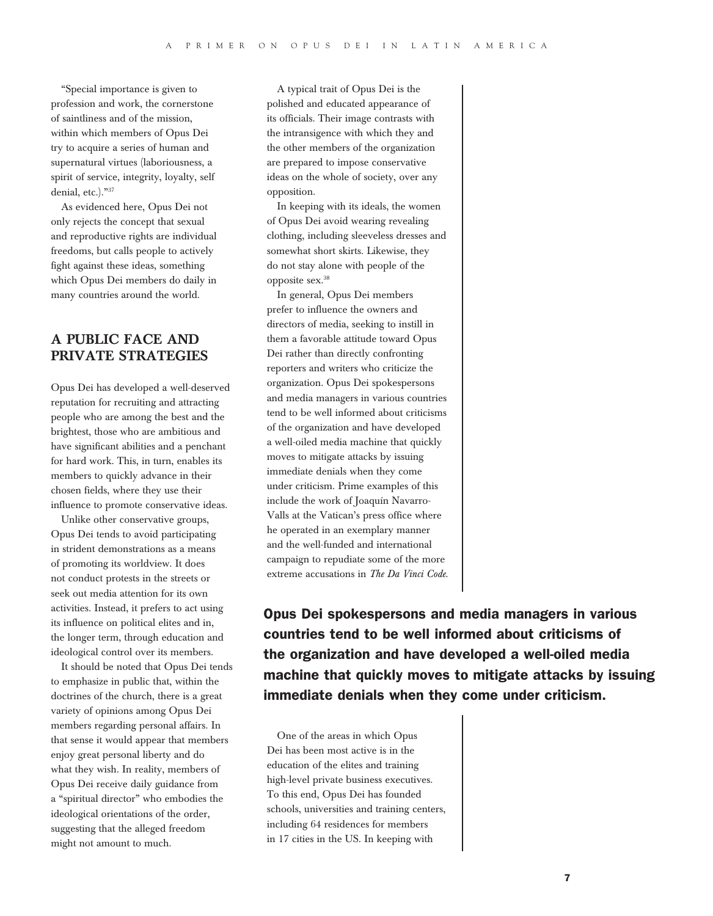"Special importance is given to profession and work, the cornerstone of saintliness and of the mission, within which members of Opus Dei try to acquire a series of human and supernatural virtues (laboriousness, a spirit of service, integrity, loyalty, self denial, etc.)."[37]

As evidenced here, Opus Dei not only rejects the concept that sexual and reproductive rights are individual freedoms, but calls people to actively fight against these ideas, something which Opus Dei members do daily in many countries around the world.

## A PUBLIC FACE AND PRIVATE STRATEGIES

Opus Dei has developed a well-deserved reputation for recruiting and attracting people who are among the best and the brightest, those who are ambitious and have significant abilities and a penchant for hard work. This, in turn, enables its members to quickly advance in their chosen fields, where they use their influence to promote conservative ideas.

Unlike other conservative groups, Opus Dei tends to avoid participating in strident demonstrations as a means of promoting its worldview. It does not conduct protests in the streets or seek out media attention for its own activities. Instead, it prefers to act using its influence on political elites and in, the longer term, through education and ideological control over its members.

It should be noted that Opus Dei tends to emphasize in public that, within the doctrines of the church, there is a great variety of opinions among Opus Dei members regarding personal affairs. In that sense it would appear that members enjoy great personal liberty and do what they wish. In reality, members of Opus Dei receive daily guidance from a "spiritual director" who embodies the ideological orientations of the order, suggesting that the alleged freedom might not amount to much.

A typical trait of Opus Dei is the polished and educated appearance of its officials. Their image contrasts with the intransigence with which they and the other members of the organization are prepared to impose conservative ideas on the whole of society, over any opposition.

In keeping with its ideals, the women of Opus Dei avoid wearing revealing clothing, including sleeveless dresses and somewhat short skirts. Likewise, they do not stay alone with people of the opposite sex.[38]

In general, Opus Dei members prefer to influence the owners and directors of media, seeking to instill in them a favorable attitude toward Opus Dei rather than directly confronting reporters and writers who criticize the organization. Opus Dei spokespersons and media managers in various countries tend to be well informed about criticisms of the organization and have developed a well-oiled media machine that quickly moves to mitigate attacks by issuing immediate denials when they come under criticism. Prime examples of this include the work of Joaquín Navarro-Valls at the Vatican's press office where he operated in an exemplary manner and the well-funded and international campaign to repudiate some of the more extreme accusations in *The Da Vinci Code*.

**Opus Dei spokespersons and media managers in various countries tend to be well informed about criticisms of the organization and have developed a well-oiled media machine that quickly moves to mitigate attacks by issuing immediate denials when they come under criticism.**

One of the areas in which Opus Dei has been most active is in the education of the elites and training high-level private business executives. To this end, Opus Dei has founded schools, universities and training centers, including 64 residences for members in 17 cities in the US. In keeping with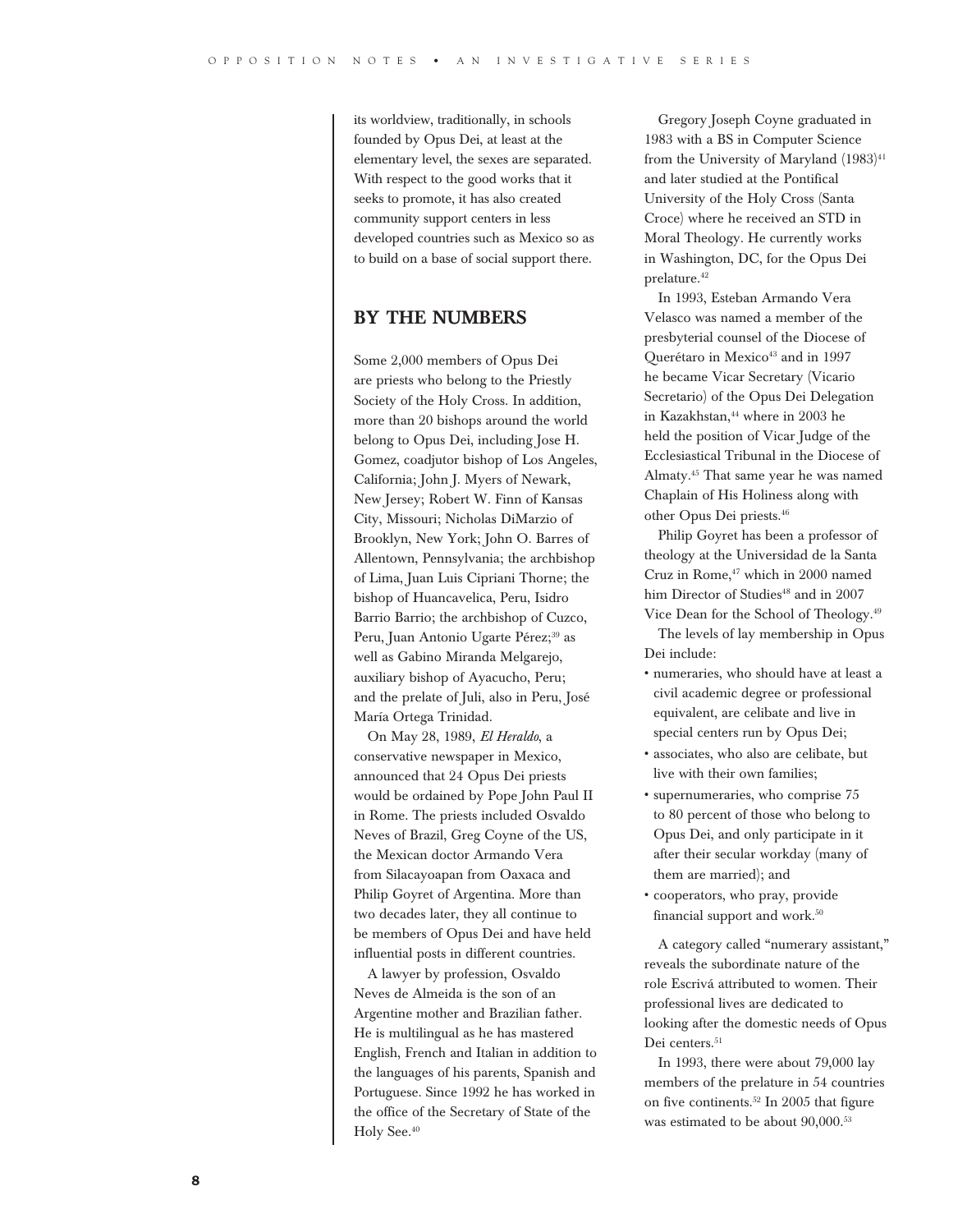its worldview, traditionally, in schools founded by Opus Dei, at least at the elementary level, the sexes are separated. With respect to the good works that it seeks to promote, it has also created community support centers in less developed countries such as Mexico so as to build on a base of social support there.

## BY THE NUMBERS

Some 2,000 members of Opus Dei are priests who belong to the Priestly Society of the Holy Cross. In addition, more than 20 bishops around the world belong to Opus Dei, including Jose H. Gomez, coadjutor bishop of Los Angeles, California; John J. Myers of Newark, New Jersey; Robert W. Finn of Kansas City, Missouri; Nicholas DiMarzio of Brooklyn, New York; John O. Barres of Allentown, Pennsylvania; the archbishop of Lima, Juan Luis Cipriani Thorne; the bishop of Huancavelica, Peru, Isidro Barrio Barrio; the archbishop of Cuzco, Peru, Juan Antonio Ugarte Pérez;[39] as well as Gabino Miranda Melgarejo, auxiliary bishop of Ayacucho, Peru; and the prelate of Juli, also in Peru, José María Ortega Trinidad.

On May 28, 1989, *El Heraldo*, a conservative newspaper in Mexico, announced that 24 Opus Dei priests would be ordained by Pope John Paul II in Rome. The priests included Osvaldo Neves of Brazil, Greg Coyne of the US, the Mexican doctor Armando Vera from Silacayoapan from Oaxaca and Philip Goyret of Argentina. More than two decades later, they all continue to be members of Opus Dei and have held influential posts in different countries.

A lawyer by profession, Osvaldo Neves de Almeida is the son of an Argentine mother and Brazilian father. He is multilingual as he has mastered English, French and Italian in addition to the languages of his parents, Spanish and Portuguese. Since 1992 he has worked in the office of the Secretary of State of the Holy See.[40]

Gregory Joseph Coyne graduated in 1983 with a BS in Computer Science from the University of Maryland (1983)[41] and later studied at the Pontifical University of the Holy Cross (Santa Croce) where he received an STD in Moral Theology. He currently works in Washington, DC, for the Opus Dei prelature.[42]

In 1993, Esteban Armando Vera Velasco was named a member of the presbyterial counsel of the Diocese of Querétaro in Mexico[43] and in 1997 he became Vicar Secretary (Vicario Secretario) of the Opus Dei Delegation in Kazakhstan,[44] where in 2003 he held the position of Vicar Judge of the Ecclesiastical Tribunal in the Diocese of Almaty.[45] That same year he was named Chaplain of His Holiness along with other Opus Dei priests.[46]

Philip Goyret has been a professor of theology at the Universidad de la Santa Cruz in Rome,[47] which in 2000 named him Director of Studies[48] and in 2007 Vice Dean for the School of Theology.[49]

The levels of lay membership in Opus Dei include:

- numeraries, who should have at least a civil academic degree or professional equivalent, are celibate and live in special centers run by Opus Dei;
- associates, who also are celibate, but live with their own families;
- supernumeraries, who comprise 75 to 80 percent of those who belong to Opus Dei, and only participate in it after their secular workday (many of them are married); and
- cooperators, who pray, provide financial support and work.[50]

A category called "numerary assistant," reveals the subordinate nature of the role Escrivá attributed to women. Their professional lives are dedicated to looking after the domestic needs of Opus Dei centers.[51]

In 1993, there were about 79,000 lay members of the prelature in 54 countries on five continents.[52] In 2005 that figure was estimated to be about 90,000.[53]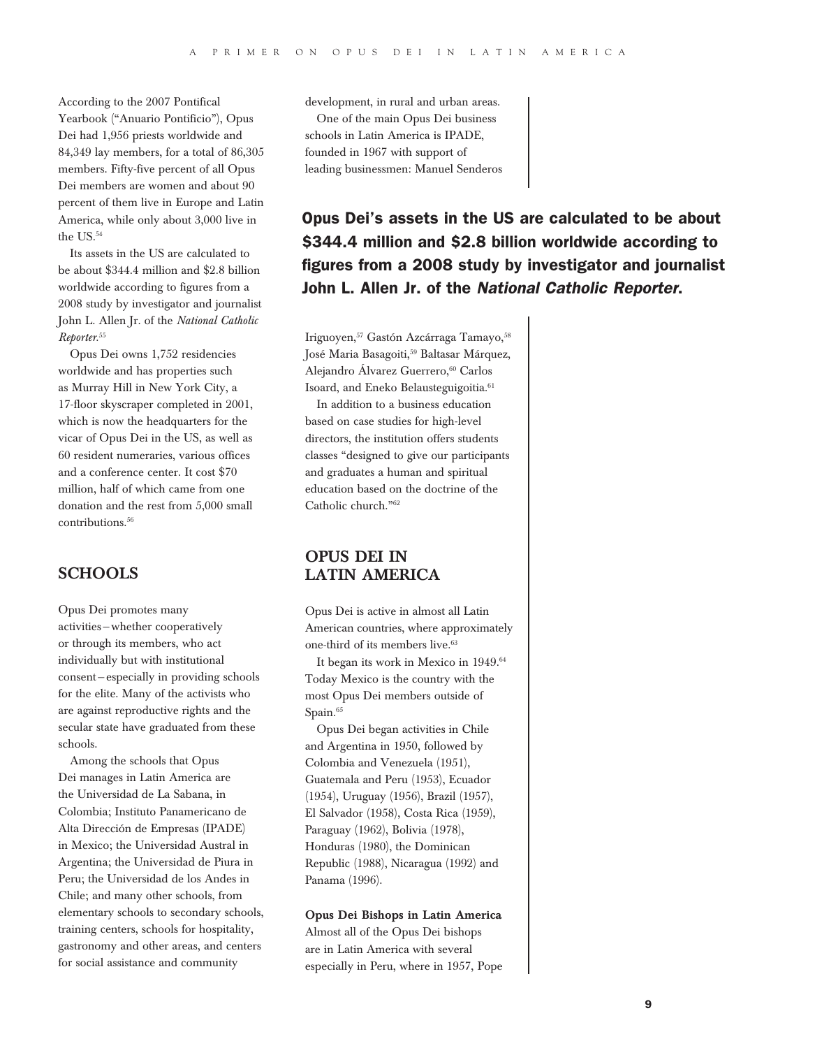According to the 2007 Pontifical Yearbook ("Anuario Pontificio"), Opus Dei had 1,956 priests worldwide and 84,349 lay members, for a total of 86,305 members. Fifty-five percent of all Opus Dei members are women and about 90 percent of them live in Europe and Latin America, while only about 3,000 live in the US.[54]

Its assets in the US are calculated to be about $344.4 million and $2.8 billion worldwide according to figures from a 2008 study by investigator and journalist John L. Allen Jr. of the *National Catholic Reporter*.[55]

Opus Dei owns 1,752 residencies worldwide and has properties such as Murray Hill in New York City, a 17-floor skyscraper completed in 2001, which is now the headquarters for the vicar of Opus Dei in the US, as well as 60 resident numeraries, various offices and a conference center. It cost $70 million, half of which came from one donation and the rest from 5,000 small contributions.[56]

## SCHOOLS

Opus Dei promotes many activities – whether cooperatively or through its members, who act individually but with institutional consent – especially in providing schools for the elite. Many of the activists who are against reproductive rights and the secular state have graduated from these schools.

Among the schools that Opus Dei manages in Latin America are the Universidad de La Sabana, in Colombia; Instituto Panamericano de Alta Dirección de Empresas (IPADE) in Mexico; the Universidad Austral in Argentina; the Universidad de Piura in Peru; the Universidad de los Andes in Chile; and many other schools, from elementary schools to secondary schools, training centers, schools for hospitality, gastronomy and other areas, and centers for social assistance and community development, in rural and urban areas.

One of the main Opus Dei business schools in Latin America is IPADE, founded in 1967 with support of leading businessmen: Manuel Senderos Iriguoyen,[57] Gastón Azcárraga Tamayo,[58] José Maria Basagoiti,[59] Baltasar Márquez, Alejandro Álvarez Guerrero,[60] Carlos Isoard, and Eneko Belausteguigoitia.[61]

**Opus Dei's assets in the US are calculated to be about $344.4 million and $2.8 billion worldwide according to figures from a 2008 study by investigator and journalist John L. Allen Jr. of the *National Catholic Reporter*.**

In addition to a business education based on case studies for high-level directors, the institution offers students classes "designed to give our participants and graduates a human and spiritual education based on the doctrine of the Catholic church."[62]

## OPUS DEI IN LATIN AMERICA

Opus Dei is active in almost all Latin American countries, where approximately one-third of its members live.[63]

It began its work in Mexico in 1949.[64] Today Mexico is the country with the most Opus Dei members outside of Spain.[65]

Opus Dei began activities in Chile and Argentina in 1950, followed by Colombia and Venezuela (1951), Guatemala and Peru (1953), Ecuador (1954), Uruguay (1956), Brazil (1957), El Salvador (1958), Costa Rica (1959), Paraguay (1962), Bolivia (1978), Honduras (1980), the Dominican Republic (1988), Nicaragua (1992) and Panama (1996).

### Opus Dei Bishops in Latin America

Almost all of the Opus Dei bishops are in Latin America with several especially in Peru, where in 1957, Pope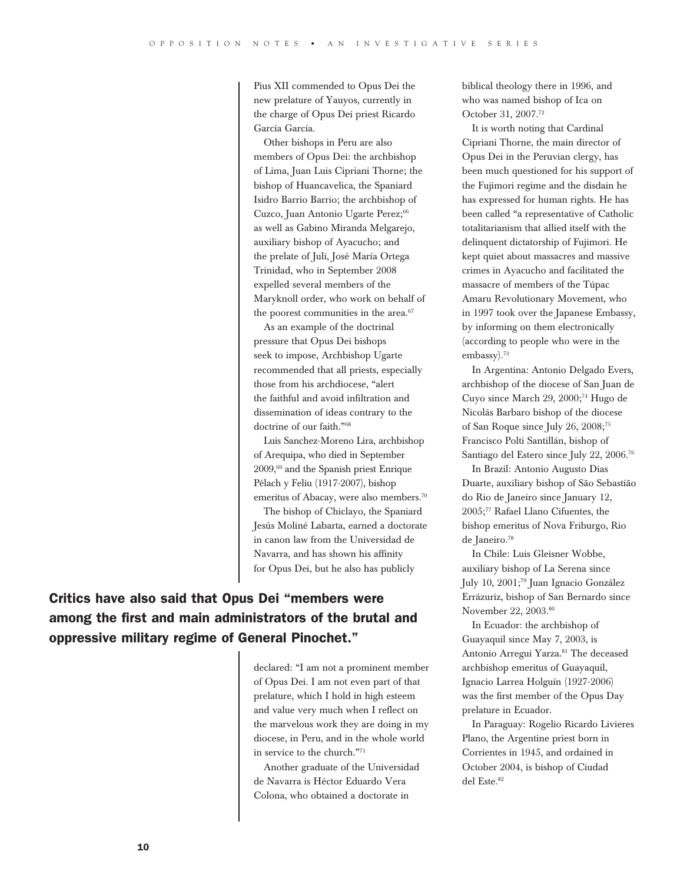Pius XII commended to Opus Dei the new prelature of Yauyos, currently in the charge of Opus Dei priest Ricardo García García.

Other bishops in Peru are also members of Opus Dei: the archbishop of Lima, Juan Luis Cipriani Thorne; the bishop of Huancavelica, the Spaniard Isidro Barrio Barrio; the archbishop of Cuzco, Juan Antonio Ugarte Perez;[66] as well as Gabino Miranda Melgarejo, auxiliary bishop of Ayacucho; and the prelate of Juli, José María Ortega Trinidad, who in September 2008 expelled several members of the Maryknoll order, who work on behalf of the poorest communities in the area.[67]

As an example of the doctrinal pressure that Opus Dei bishops seek to impose, Archbishop Ugarte recommended that all priests, especially those from his archdiocese, "alert the faithful and avoid infiltration and dissemination of ideas contrary to the doctrine of our faith."[68]

Luis Sanchez-Moreno Lira, archbishop of Arequipa, who died in September 2009,[69] and the Spanish priest Enrique Pélach y Feliu (1917-2007), bishop emeritus of Abacay, were also members.[70]

The bishop of Chiclayo, the Spaniard Jesús Moliné Labarta, earned a doctorate in canon law from the Universidad de Navarra, and has shown his affinity for Opus Dei, but he also has publicly declared: "I am not a prominent member of Opus Dei. I am not even part of that prelature, which I hold in high esteem and value very much when I reflect on the marvelous work they are doing in my diocese, in Peru, and in the whole world in service to the church."[71]

**Critics have also said that Opus Dei "members were among the first and main administrators of the brutal and oppressive military regime of General Pinochet."**

Another graduate of the Universidad de Navarra is Héctor Eduardo Vera Colona, who obtained a doctorate in biblical theology there in 1996, and who was named bishop of Ica on October 31, 2007.[72]

It is worth noting that Cardinal Cipriani Thorne, the main director of Opus Dei in the Peruvian clergy, has been much questioned for his support of the Fujimori regime and the disdain he has expressed for human rights. He has been called "a representative of Catholic totalitarianism that allied itself with the delinquent dictatorship of Fujimori. He kept quiet about massacres and massive crimes in Ayacucho and facilitated the massacre of members of the Túpac Amaru Revolutionary Movement, who in 1997 took over the Japanese Embassy, by informing on them electronically (according to people who were in the embassy).[73]

In Argentina: Antonio Delgado Evers, archbishop of the diocese of San Juan de Cuyo since March 29, 2000;[74] Hugo de Nicolás Barbaro bishop of the diocese of San Roque since July 26, 2008;[75] Francisco Polti Santillán, bishop of Santiago del Estero since July 22, 2006.[76]

In Brazil: Antonio Augusto Dias Duarte, auxiliary bishop of São Sebastião do Rio de Janeiro since January 12, 2005;[77] Rafael Llano Cifuentes, the bishop emeritus of Nova Friburgo, Rio de Janeiro.[78]

In Chile: Luis Gleisner Wobbe, auxiliary bishop of La Serena since July 10, 2001;[79] Juan Ignacio González Errázuriz, bishop of San Bernardo since November 22, 2003.[80]

In Ecuador: the archbishop of Guayaquil since May 7, 2003, is Antonio Arregui Yarza.[81] The deceased archbishop emeritus of Guayaquil, Ignacio Larrea Holguín (1927-2006) was the first member of the Opus Day prelature in Ecuador.

In Paraguay: Rogelio Ricardo Livieres Plano, the Argentine priest born in Corrientes in 1945, and ordained in October 2004, is bishop of Ciudad del Este.[82]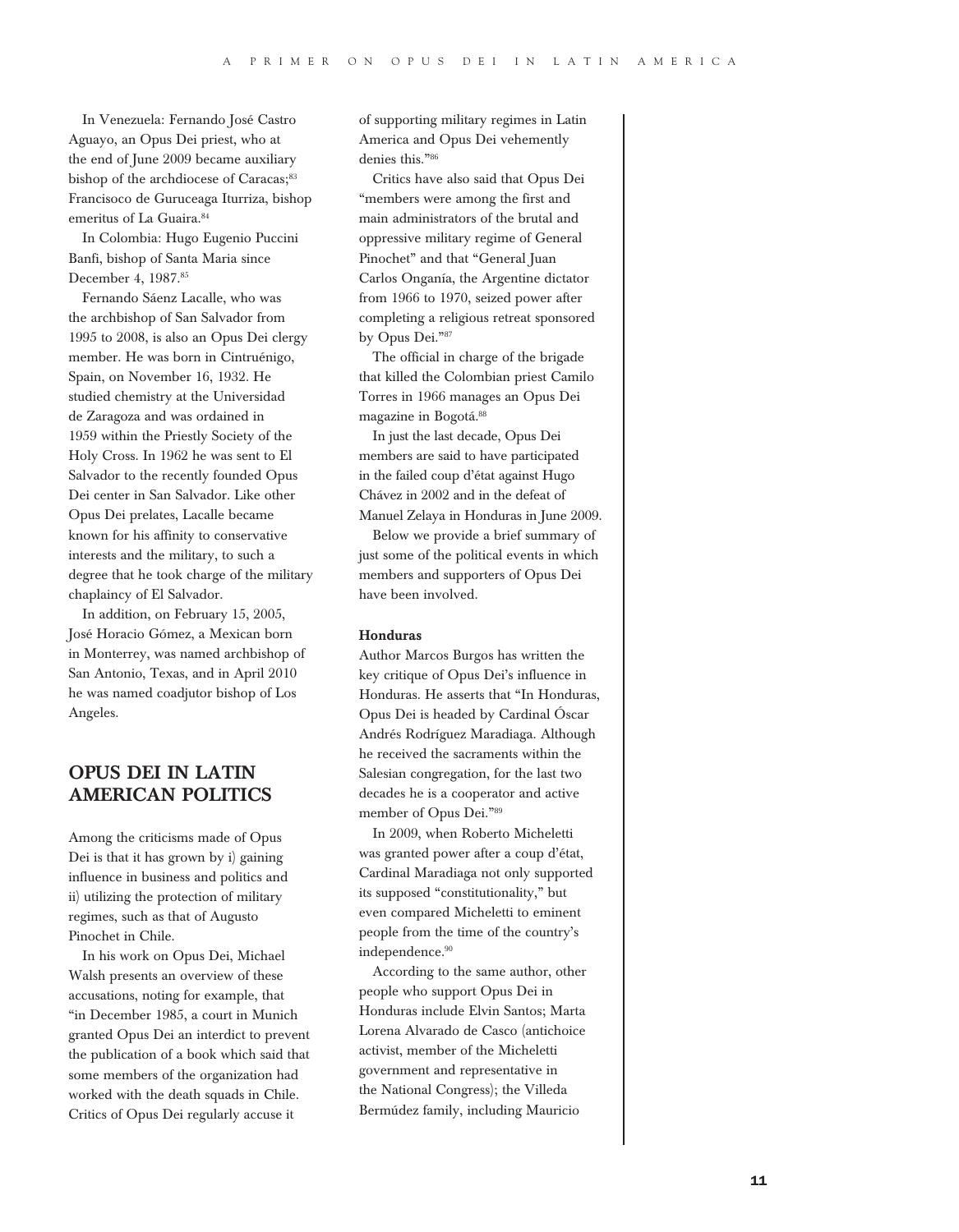In Venezuela: Fernando José Castro Aguayo, an Opus Dei priest, who at the end of June 2009 became auxiliary bishop of the archdiocese of Caracas;[83] Francisoco de Guruceaga Iturriza, bishop emeritus of La Guaira.[84]

In Colombia: Hugo Eugenio Puccini Banfi, bishop of Santa Maria since December 4, 1987.[85]

Fernando Sáenz Lacalle, who was the archbishop of San Salvador from 1995 to 2008, is also an Opus Dei clergy member. He was born in Cintruénigo, Spain, on November 16, 1932. He studied chemistry at the Universidad de Zaragoza and was ordained in 1959 within the Priestly Society of the Holy Cross. In 1962 he was sent to El Salvador to the recently founded Opus Dei center in San Salvador. Like other Opus Dei prelates, Lacalle became known for his affinity to conservative interests and the military, to such a degree that he took charge of the military chaplaincy of El Salvador.

In addition, on February 15, 2005, José Horacio Gómez, a Mexican born in Monterrey, was named archbishop of San Antonio, Texas, and in April 2010 he was named coadjutor bishop of Los Angeles.

## OPUS DEI IN LATIN AMERICAN POLITICS

Among the criticisms made of Opus Dei is that it has grown by i) gaining influence in business and politics and ii) utilizing the protection of military regimes, such as that of Augusto Pinochet in Chile.

In his work on Opus Dei, Michael Walsh presents an overview of these accusations, noting for example, that "in December 1985, a court in Munich granted Opus Dei an interdict to prevent the publication of a book which said that some members of the organization had worked with the death squads in Chile. Critics of Opus Dei regularly accuse it of supporting military regimes in Latin America and Opus Dei vehemently denies this."[86]

Critics have also said that Opus Dei "members were among the first and main administrators of the brutal and oppressive military regime of General Pinochet" and that "General Juan Carlos Onganía, the Argentine dictator from 1966 to 1970, seized power after completing a religious retreat sponsored by Opus Dei."[87]

The official in charge of the brigade that killed the Colombian priest Camilo Torres in 1966 manages an Opus Dei magazine in Bogotá.[88]

In just the last decade, Opus Dei members are said to have participated in the failed coup d'état against Hugo Chávez in 2002 and in the defeat of Manuel Zelaya in Honduras in June 2009.

Below we provide a brief summary of just some of the political events in which members and supporters of Opus Dei have been involved.

**Honduras**

Author Marcos Burgos has written the key critique of Opus Dei's influence in Honduras. He asserts that "In Honduras, Opus Dei is headed by Cardinal Óscar Andrés Rodríguez Maradiaga. Although he received the sacraments within the Salesian congregation, for the last two decades he is a cooperator and active member of Opus Dei."[89]

In 2009, when Roberto Micheletti was granted power after a coup d'état, Cardinal Maradiaga not only supported its supposed "constitutionality," but even compared Micheletti to eminent people from the time of the country's independence.[90]

According to the same author, other people who support Opus Dei in Honduras include Elvin Santos; Marta Lorena Alvarado de Casco (antichoice activist, member of the Micheletti government and representative in the National Congress); the Villeda Bermúdez family, including Mauricio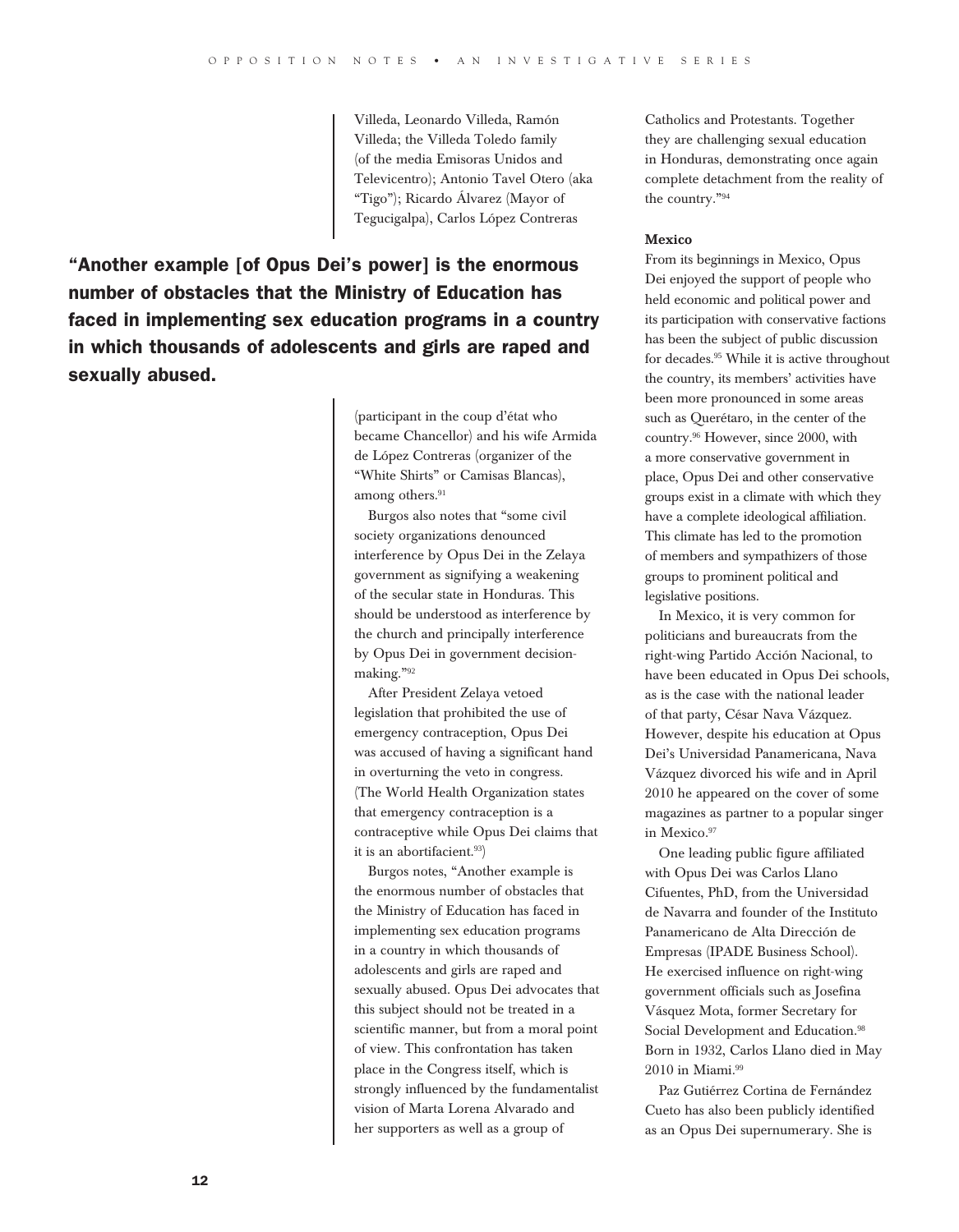Villeda, Leonardo Villeda, Ramón Villeda; the Villeda Toledo family (of the media Emisoras Unidos and Televicentro); Antonio Tavel Otero (aka “Tigo”); Ricardo Álvarez (Mayor of Tegucigalpa), Carlos López Contreras (participant in the coup d’état who became Chancellor) and his wife Armida de López Contreras (organizer of the “White Shirts” or Camisas Blancas), among others.[91]

**“Another example [of Opus Dei’s power] is the enormous number of obstacles that the Ministry of Education has faced in implementing sex education programs in a country in which thousands of adolescents and girls are raped and sexually abused.**

Burgos also notes that “some civil society organizations denounced interference by Opus Dei in the Zelaya government as signifying a weakening of the secular state in Honduras. This should be understood as interference by the church and principally interference by Opus Dei in government decision-making.”[92]

After President Zelaya vetoed legislation that prohibited the use of emergency contraception, Opus Dei was accused of having a significant hand in overturning the veto in congress. (The World Health Organization states that emergency contraception is a contraceptive while Opus Dei claims that it is an abortifacient.[93])

Burgos notes, “Another example is the enormous number of obstacles that the Ministry of Education has faced in implementing sex education programs in a country in which thousands of adolescents and girls are raped and sexually abused. Opus Dei advocates that this subject should not be treated in a scientific manner, but from a moral point of view. This confrontation has taken place in the Congress itself, which is strongly influenced by the fundamentalist vision of Marta Lorena Alvarado and her supporters as well as a group of Catholics and Protestants. Together they are challenging sexual education in Honduras, demonstrating once again complete detachment from the reality of the country.”[94]

### Mexico

From its beginnings in Mexico, Opus Dei enjoyed the support of people who held economic and political power and its participation with conservative factions has been the subject of public discussion for decades.[95] While it is active throughout the country, its members’ activities have been more pronounced in some areas such as Querétaro, in the center of the country.[96] However, since 2000, with a more conservative government in place, Opus Dei and other conservative groups exist in a climate with which they have a complete ideological affiliation. This climate has led to the promotion of members and sympathizers of those groups to prominent political and legislative positions.

In Mexico, it is very common for politicians and bureaucrats from the right-wing Partido Acción Nacional, to have been educated in Opus Dei schools, as is the case with the national leader of that party, César Nava Vázquez. However, despite his education at Opus Dei’s Universidad Panamericana, Nava Vázquez divorced his wife and in April 2010 he appeared on the cover of some magazines as partner to a popular singer in Mexico.[97]

One leading public figure affiliated with Opus Dei was Carlos Llano Cifuentes, PhD, from the Universidad de Navarra and founder of the Instituto Panamericano de Alta Dirección de Empresas (IPADE Business School). He exercised influence on right-wing government officials such as Josefina Vásquez Mota, former Secretary for Social Development and Education.[98] Born in 1932, Carlos Llano died in May 2010 in Miami.[99]

Paz Gutiérrez Cortina de Fernández Cueto has also been publicly identified as an Opus Dei supernumerary. She is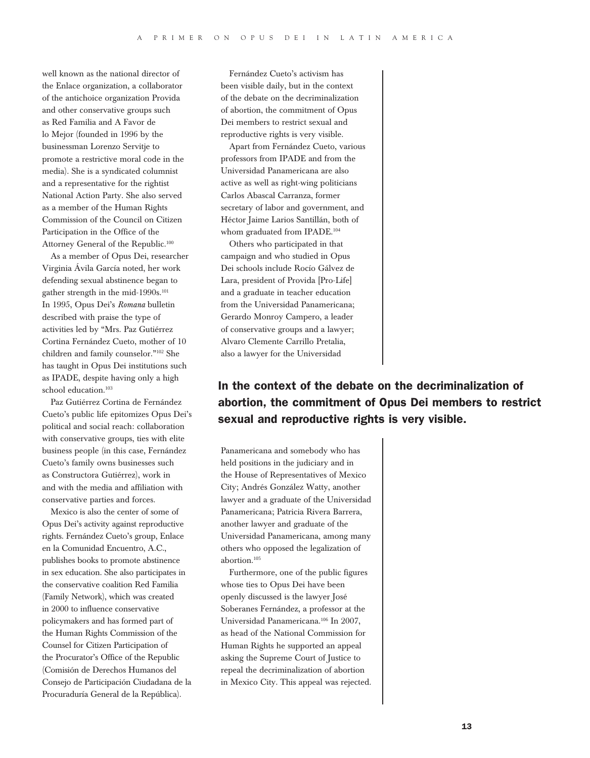well known as the national director of the Enlace organization, a collaborator of the antichoice organization Provida and other conservative groups such as Red Familia and A Favor de lo Mejor (founded in 1996 by the businessman Lorenzo Servitje to promote a restrictive moral code in the media). She is a syndicated columnist and a representative for the rightist National Action Party. She also served as a member of the Human Rights Commission of the Council on Citizen Participation in the Office of the Attorney General of the Republic.[100]

As a member of Opus Dei, researcher Virginia Ávila García noted, her work defending sexual abstinence began to gather strength in the mid-1990s.[101] In 1995, Opus Dei's *Romana* bulletin described with praise the type of activities led by "Mrs. Paz Gutiérrez Cortina Fernández Cueto, mother of 10 children and family counselor."[102] She has taught in Opus Dei institutions such as IPADE, despite having only a high school education.[103]

Paz Gutiérrez Cortina de Fernández Cueto's public life epitomizes Opus Dei's political and social reach: collaboration with conservative groups, ties with elite business people (in this case, Fernández Cueto's family owns businesses such as Constructora Gutiérrez), work in and with the media and affiliation with conservative parties and forces.

Mexico is also the center of some of Opus Dei's activity against reproductive rights. Fernández Cueto's group, Enlace en la Comunidad Encuentro, A.C., publishes books to promote abstinence in sex education. She also participates in the conservative coalition Red Familia (Family Network), which was created in 2000 to influence conservative policymakers and has formed part of the Human Rights Commission of the Counsel for Citizen Participation of the Procurator's Office of the Republic (Comisión de Derechos Humanos del Consejo de Participación Ciudadana de la Procuraduría General de la República).

Fernández Cueto's activism has been visible daily, but in the context of the debate on the decriminalization of abortion, the commitment of Opus Dei members to restrict sexual and reproductive rights is very visible.

Apart from Fernández Cueto, various professors from IPADE and from the Universidad Panamericana are also active as well as right-wing politicians Carlos Abascal Carranza, former secretary of labor and government, and Héctor Jaime Larios Santillán, both of whom graduated from IPADE.[104]

Others who participated in that campaign and who studied in Opus Dei schools include Rocío Gálvez de Lara, president of Provida [Pro-Life] and a graduate in teacher education from the Universidad Panamericana; Gerardo Monroy Campero, a leader of conservative groups and a lawyer; Alvaro Clemente Carrillo Pretalia, also a lawyer for the Universidad Panamericana and somebody who has held positions in the judiciary and in the House of Representatives of Mexico City; Andrés González Watty, another lawyer and a graduate of the Universidad Panamericana; Patricia Rivera Barrera, another lawyer and graduate of the Universidad Panamericana, among many others who opposed the legalization of abortion.[105]

**In the context of the debate on the decriminalization of abortion, the commitment of Opus Dei members to restrict sexual and reproductive rights is very visible.**

Furthermore, one of the public figures whose ties to Opus Dei have been openly discussed is the lawyer José Soberanes Fernández, a professor at the Universidad Panamericana.[106] In 2007, as head of the National Commission for Human Rights he supported an appeal asking the Supreme Court of Justice to repeal the decriminalization of abortion in Mexico City. This appeal was rejected.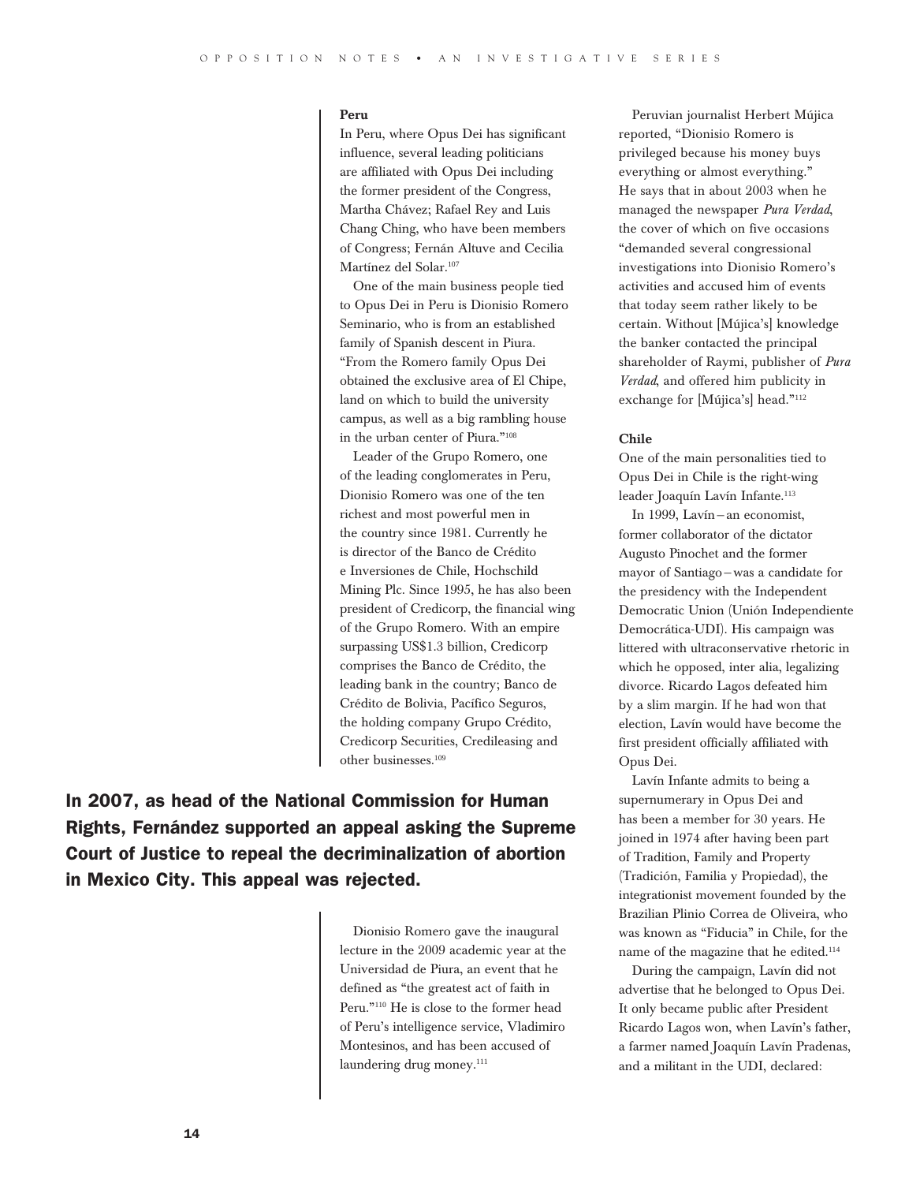### Peru

In Peru, where Opus Dei has significant influence, several leading politicians are affiliated with Opus Dei including the former president of the Congress, Martha Chávez; Rafael Rey and Luis Chang Ching, who have been members of Congress; Fernán Altuve and Cecilia Martínez del Solar.[107]

One of the main business people tied to Opus Dei in Peru is Dionisio Romero Seminario, who is from an established family of Spanish descent in Piura. "From the Romero family Opus Dei obtained the exclusive area of El Chipe, land on which to build the university campus, as well as a big rambling house in the urban center of Piura."[108]

Leader of the Grupo Romero, one of the leading conglomerates in Peru, Dionisio Romero was one of the ten richest and most powerful men in the country since 1981. Currently he is director of the Banco de Crédito e Inversiones de Chile, Hochschild Mining Plc. Since 1995, he has also been president of Credicorp, the financial wing of the Grupo Romero. With an empire surpassing US$1.3 billion, Credicorp comprises the Banco de Crédito, the leading bank in the country; Banco de Crédito de Bolivia, Pacífico Seguros, the holding company Grupo Crédito, Credicorp Securities, Credileasing and other businesses.[109]

**In 2007, as head of the National Commission for Human Rights, Fernández supported an appeal asking the Supreme Court of Justice to repeal the decriminalization of abortion in Mexico City. This appeal was rejected.**

Dionisio Romero gave the inaugural lecture in the 2009 academic year at the Universidad de Piura, an event that he defined as "the greatest act of faith in Peru."[110] He is close to the former head of Peru's intelligence service, Vladimiro Montesinos, and has been accused of laundering drug money.[111]

Peruvian journalist Herbert Mújica reported, "Dionisio Romero is privileged because his money buys everything or almost everything." He says that in about 2003 when he managed the newspaper *Pura Verdad*, the cover of which on five occasions "demanded several congressional investigations into Dionisio Romero's activities and accused him of events that today seem rather likely to be certain. Without [Mújica's] knowledge the banker contacted the principal shareholder of Raymi, publisher of *Pura Verdad*, and offered him publicity in exchange for [Mújica's] head."[112]

### Chile

One of the main personalities tied to Opus Dei in Chile is the right-wing leader Joaquín Lavín Infante.[113]

In 1999, Lavín – an economist, former collaborator of the dictator Augusto Pinochet and the former mayor of Santiago – was a candidate for the presidency with the Independent Democratic Union (Unión Independiente Democrática-UDI). His campaign was littered with ultraconservative rhetoric in which he opposed, inter alia, legalizing divorce. Ricardo Lagos defeated him by a slim margin. If he had won that election, Lavín would have become the first president officially affiliated with Opus Dei.

Lavín Infante admits to being a supernumerary in Opus Dei and has been a member for 30 years. He joined in 1974 after having been part of Tradition, Family and Property (Tradición, Familia y Propiedad), the integrationist movement founded by the Brazilian Plinio Correa de Oliveira, who was known as "Fiducia" in Chile, for the name of the magazine that he edited.[114]

During the campaign, Lavín did not advertise that he belonged to Opus Dei. It only became public after President Ricardo Lagos won, when Lavín's father, a farmer named Joaquín Lavín Pradenas, and a militant in the UDI, declared: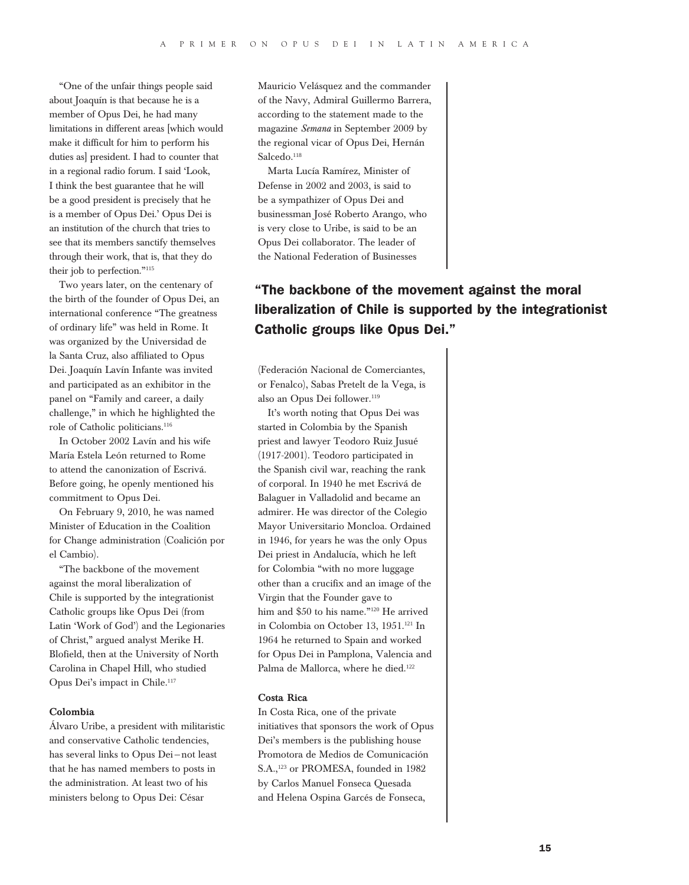"One of the unfair things people said about Joaquín is that because he is a member of Opus Dei, he had many limitations in different areas [which would make it difficult for him to perform his duties as] president. I had to counter that in a regional radio forum. I said 'Look, I think the best guarantee that he will be a good president is precisely that he is a member of Opus Dei.' Opus Dei is an institution of the church that tries to see that its members sanctify themselves through their work, that is, that they do their job to perfection."[115]

Two years later, on the centenary of the birth of the founder of Opus Dei, an international conference "The greatness of ordinary life" was held in Rome. It was organized by the Universidad de la Santa Cruz, also affiliated to Opus Dei. Joaquín Lavín Infante was invited and participated as an exhibitor in the panel on "Family and career, a daily challenge," in which he highlighted the role of Catholic politicians.[116]

In October 2002 Lavín and his wife María Estela León returned to Rome to attend the canonization of Escrivá. Before going, he openly mentioned his commitment to Opus Dei.

On February 9, 2010, he was named Minister of Education in the Coalition for Change administration (Coalición por el Cambio).

"The backbone of the movement against the moral liberalization of Chile is supported by the integrationist Catholic groups like Opus Dei (from Latin 'Work of God') and the Legionaries of Christ," argued analyst Merike H. Blofield, then at the University of North Carolina in Chapel Hill, who studied Opus Dei's impact in Chile.[117]

### Colombia

Álvaro Uribe, a president with militaristic and conservative Catholic tendencies, has several links to Opus Dei—not least that he has named members to posts in the administration. At least two of his ministers belong to Opus Dei: César Mauricio Velásquez and the commander of the Navy, Admiral Guillermo Barrera, according to the statement made to the magazine *Semana* in September 2009 by the regional vicar of Opus Dei, Hernán Salcedo.[118]

Marta Lucía Ramírez, Minister of Defense in 2002 and 2003, is said to be a sympathizer of Opus Dei and businessman José Roberto Arango, who is very close to Uribe, is said to be an Opus Dei collaborator. The leader of the National Federation of Businesses (Federación Nacional de Comerciantes, or Fenalco), Sabas Pretelt de la Vega, is also an Opus Dei follower.[119]

**"The backbone of the movement against the moral liberalization of Chile is supported by the integrationist Catholic groups like Opus Dei."**

It's worth noting that Opus Dei was started in Colombia by the Spanish priest and lawyer Teodoro Ruiz Jusué (1917-2001). Teodoro participated in the Spanish civil war, reaching the rank of corporal. In 1940 he met Escrivá de Balaguer in Valladolid and became an admirer. He was director of the Colegio Mayor Universitario Moncloa. Ordained in 1946, for years he was the only Opus Dei priest in Andalucía, which he left for Colombia "with no more luggage other than a crucifix and an image of the Virgin that the Founder gave to him and $50 to his name."[120] He arrived in Colombia on October 13, 1951.[121] In 1964 he returned to Spain and worked for Opus Dei in Pamplona, Valencia and Palma de Mallorca, where he died.[122]

### Costa Rica

In Costa Rica, one of the private initiatives that sponsors the work of Opus Dei's members is the publishing house Promotora de Medios de Comunicación S.A.,[123] or PROMESA, founded in 1982 by Carlos Manuel Fonseca Quesada and Helena Ospina Garcés de Fonseca,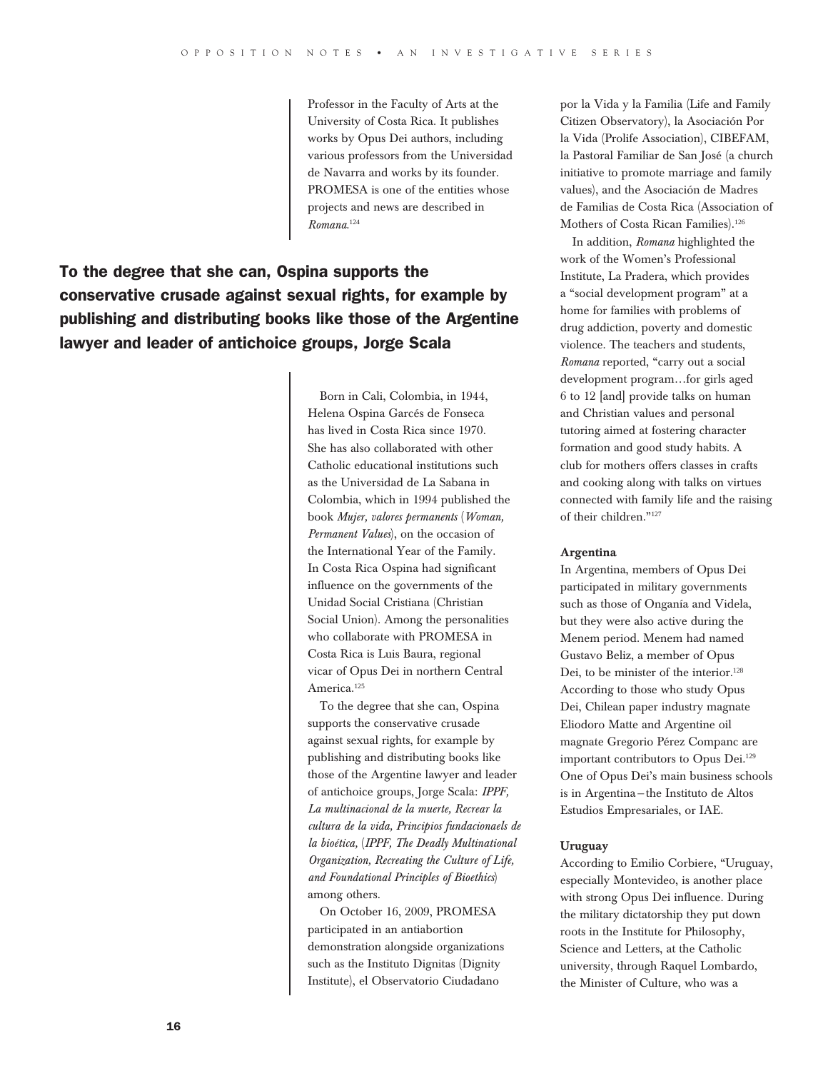Professor in the Faculty of Arts at the University of Costa Rica. It publishes works by Opus Dei authors, including various professors from the Universidad de Navarra and works by its founder. PROMESA is one of the entities whose projects and news are described in *Romana*.[124]

**To the degree that she can, Ospina supports the conservative crusade against sexual rights, for example by publishing and distributing books like those of the Argentine lawyer and leader of antichoice groups, Jorge Scala**

Born in Cali, Colombia, in 1944, Helena Ospina Garcés de Fonseca has lived in Costa Rica since 1970. She has also collaborated with other Catholic educational institutions such as the Universidad de La Sabana in Colombia, which in 1994 published the book *Mujer, valores permanentes* (*Woman, Permanent Values*), on the occasion of the International Year of the Family. In Costa Rica Ospina had significant influence on the governments of the Unidad Social Cristiana (Christian Social Union). Among the personalities who collaborate with PROMESA in Costa Rica is Luis Baura, regional vicar of Opus Dei in northern Central America.[125]

To the degree that she can, Ospina supports the conservative crusade against sexual rights, for example by publishing and distributing books like those of the Argentine lawyer and leader of antichoice groups, Jorge Scala: ***IPPF, La multinacional de la muerte, Recrear la cultura de la vida, Principios fundacionaels de la bioética,*** (***IPPF, The Deadly Multinational Organization, Recreating the Culture of Life, and Foundational Principles of Bioethics***) among others.

On October 16, 2009, PROMESA participated in an antiabortion demonstration alongside organizations such as the Instituto Dignitas (Dignity Institute), el Observatorio Ciudadano por la Vida y la Familia (Life and Family Citizen Observatory), la Asociación Por la Vida (Prolife Association), CIBEFAM, la Pastoral Familiar de San José (a church initiative to promote marriage and family values), and the Asociación de Madres de Familias de Costa Rica (Association of Mothers of Costa Rican Families).[126]

In addition, *Romana* highlighted the work of the Women's Professional Institute, La Pradera, which provides a "social development program" at a home for families with problems of drug addiction, poverty and domestic violence. The teachers and students, *Romana* reported, "carry out a social development program…for girls aged 6 to 12 [and] provide talks on human and Christian values and personal tutoring aimed at fostering character formation and good study habits. A club for mothers offers classes in crafts and cooking along with talks on virtues connected with family life and the raising of their children."[127]

### Argentina

In Argentina, members of Opus Dei participated in military governments such as those of Onganía and Videla, but they were also active during the Menem period. Menem had named Gustavo Beliz, a member of Opus Dei, to be minister of the interior.[128] According to those who study Opus Dei, Chilean paper industry magnate Eliodoro Matte and Argentine oil magnate Gregorio Pérez Companc are important contributors to Opus Dei.[129] One of Opus Dei's main business schools is in Argentina – the Instituto de Altos Estudios Empresariales, or IAE.

### Uruguay

According to Emilio Corbiere, "Uruguay, especially Montevideo, is another place with strong Opus Dei influence. During the military dictatorship they put down roots in the Institute for Philosophy, Science and Letters, at the Catholic university, through Raquel Lombardo, the Minister of Culture, who was a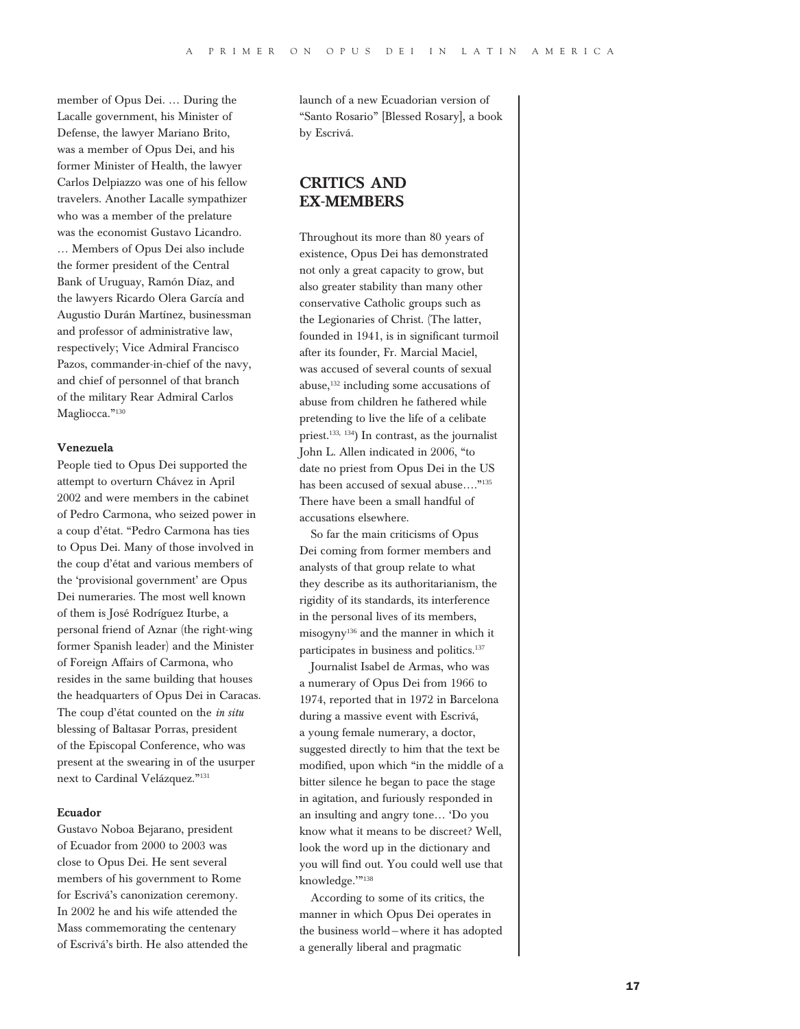member of Opus Dei. … During the Lacalle government, his Minister of Defense, the lawyer Mariano Brito, was a member of Opus Dei, and his former Minister of Health, the lawyer Carlos Delpiazzo was one of his fellow travelers. Another Lacalle sympathizer who was a member of the prelature was the economist Gustavo Licandro. … Members of Opus Dei also include the former president of the Central Bank of Uruguay, Ramón Díaz, and the lawyers Ricardo Olera García and Augustio Durán Martínez, businessman and professor of administrative law, respectively; Vice Admiral Francisco Pazos, commander-in-chief of the navy, and chief of personnel of that branch of the military Rear Admiral Carlos Magliocca."[130]

**Venezuela**

People tied to Opus Dei supported the attempt to overturn Chávez in April 2002 and were members in the cabinet of Pedro Carmona, who seized power in a coup d'état. "Pedro Carmona has ties to Opus Dei. Many of those involved in the coup d'état and various members of the 'provisional government' are Opus Dei numeraries. The most well known of them is José Rodríguez Iturbe, a personal friend of Aznar (the right-wing former Spanish leader) and the Minister of Foreign Affairs of Carmona, who resides in the same building that houses the headquarters of Opus Dei in Caracas. The coup d'état counted on the *in situ* blessing of Baltasar Porras, president of the Episcopal Conference, who was present at the swearing in of the usurper next to Cardinal Velázquez."[131]

**Ecuador**

Gustavo Noboa Bejarano, president of Ecuador from 2000 to 2003 was close to Opus Dei. He sent several members of his government to Rome for Escrivá's canonization ceremony. In 2002 he and his wife attended the Mass commemorating the centenary of Escrivá's birth. He also attended the launch of a new Ecuadorian version of "Santo Rosario" [Blessed Rosary], a book by Escrivá.

## CRITICS AND EX-MEMBERS

Throughout its more than 80 years of existence, Opus Dei has demonstrated not only a great capacity to grow, but also greater stability than many other conservative Catholic groups such as the Legionaries of Christ. (The latter, founded in 1941, is in significant turmoil after its founder, Fr. Marcial Maciel, was accused of several counts of sexual abuse,[132] including some accusations of abuse from children he fathered while pretending to live the life of a celibate priest.[133, 134]) In contrast, as the journalist John L. Allen indicated in 2006, "to date no priest from Opus Dei in the US has been accused of sexual abuse…."[135] There have been a small handful of accusations elsewhere.

So far the main criticisms of Opus Dei coming from former members and analysts of that group relate to what they describe as its authoritarianism, the rigidity of its standards, its interference in the personal lives of its members, misogyny[136] and the manner in which it participates in business and politics.[137]

Journalist Isabel de Armas, who was a numerary of Opus Dei from 1966 to 1974, reported that in 1972 in Barcelona during a massive event with Escrivá, a young female numerary, a doctor, suggested directly to him that the text be modified, upon which "in the middle of a bitter silence he began to pace the stage in agitation, and furiously responded in an insulting and angry tone… 'Do you know what it means to be discreet? Well, look the word up in the dictionary and you will find out. You could well use that knowledge.'"[138]

According to some of its critics, the manner in which Opus Dei operates in the business world – where it has adopted a generally liberal and pragmatic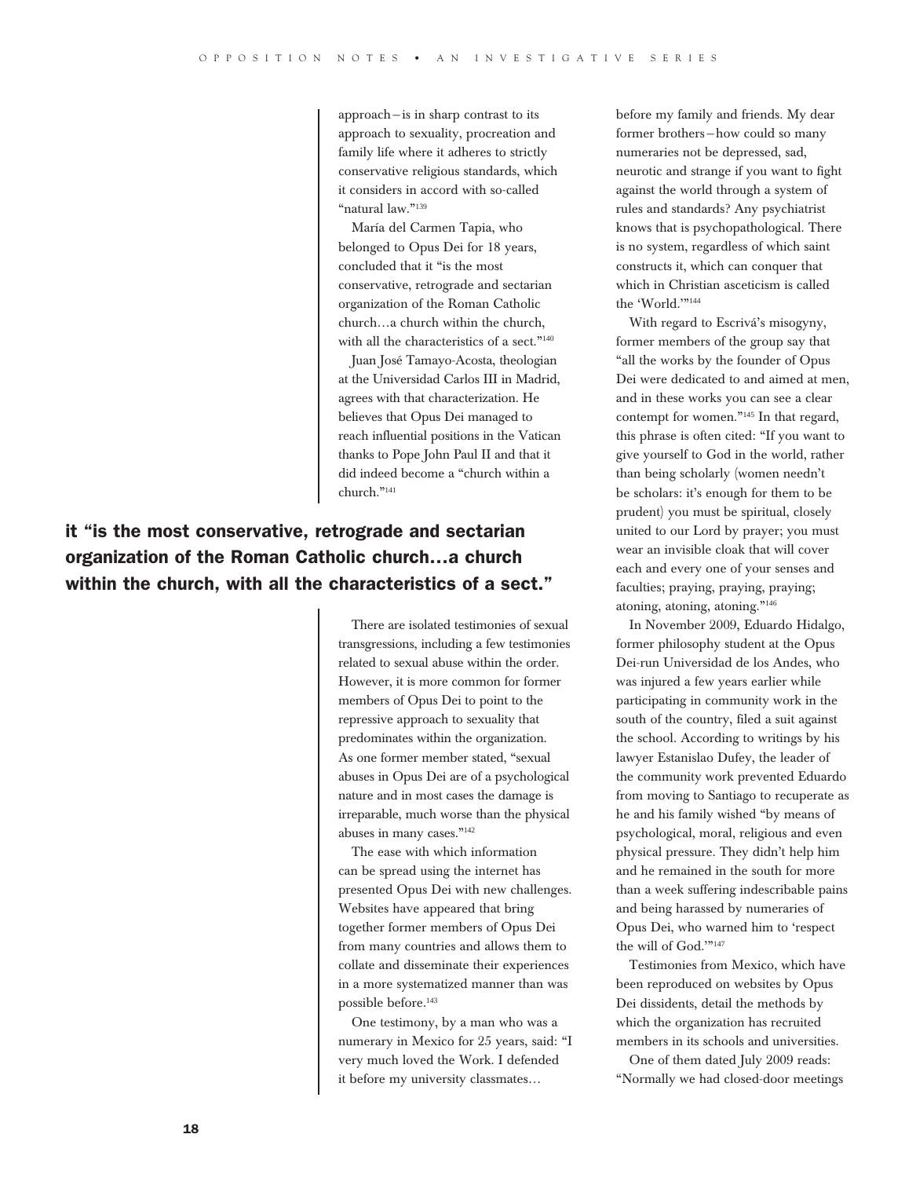approach—is in sharp contrast to its approach to sexuality, procreation and family life where it adheres to strictly conservative religious standards, which it considers in accord with so-called "natural law."[139]

María del Carmen Tapia, who belonged to Opus Dei for 18 years, concluded that it "is the most conservative, retrograde and sectarian organization of the Roman Catholic church…a church within the church, with all the characteristics of a sect."[140]

Juan José Tamayo-Acosta, theologian at the Universidad Carlos III in Madrid, agrees with that characterization. He believes that Opus Dei managed to reach influential positions in the Vatican thanks to Pope John Paul II and that it did indeed become a "church within a church."[141]

**it "is the most conservative, retrograde and sectarian organization of the Roman Catholic church…a church within the church, with all the characteristics of a sect."**

There are isolated testimonies of sexual transgressions, including a few testimonies related to sexual abuse within the order. However, it is more common for former members of Opus Dei to point to the repressive approach to sexuality that predominates within the organization. As one former member stated, "sexual abuses in Opus Dei are of a psychological nature and in most cases the damage is irreparable, much worse than the physical abuses in many cases."[142]

The ease with which information can be spread using the internet has presented Opus Dei with new challenges. Websites have appeared that bring together former members of Opus Dei from many countries and allows them to collate and disseminate their experiences in a more systematized manner than was possible before.[143]

One testimony, by a man who was a numerary in Mexico for 25 years, said: "I very much loved the Work. I defended it before my university classmates… before my family and friends. My dear former brothers—how could so many numeraries not be depressed, sad, neurotic and strange if you want to fight against the world through a system of rules and standards? Any psychiatrist knows that is psychopathological. There is no system, regardless of which saint constructs it, which can conquer that which in Christian asceticism is called the 'World.'"[144]

With regard to Escrivá's misogyny, former members of the group say that "all the works by the founder of Opus Dei were dedicated to and aimed at men, and in these works you can see a clear contempt for women."[145] In that regard, this phrase is often cited: "If you want to give yourself to God in the world, rather than being scholarly (women needn't be scholars: it's enough for them to be prudent) you must be spiritual, closely united to our Lord by prayer; you must wear an invisible cloak that will cover each and every one of your senses and faculties; praying, praying, praying; atoning, atoning, atoning."[146]

In November 2009, Eduardo Hidalgo, former philosophy student at the Opus Dei-run Universidad de los Andes, who was injured a few years earlier while participating in community work in the south of the country, filed a suit against the school. According to writings by his lawyer Estanislao Dufey, the leader of the community work prevented Eduardo from moving to Santiago to recuperate as he and his family wished "by means of psychological, moral, religious and even physical pressure. They didn't help him and he remained in the south for more than a week suffering indescribable pains and being harassed by numeraries of Opus Dei, who warned him to 'respect the will of God.'"[147]

Testimonies from Mexico, which have been reproduced on websites by Opus Dei dissidents, detail the methods by which the organization has recruited members in its schools and universities.

One of them dated July 2009 reads: "Normally we had closed-door meetings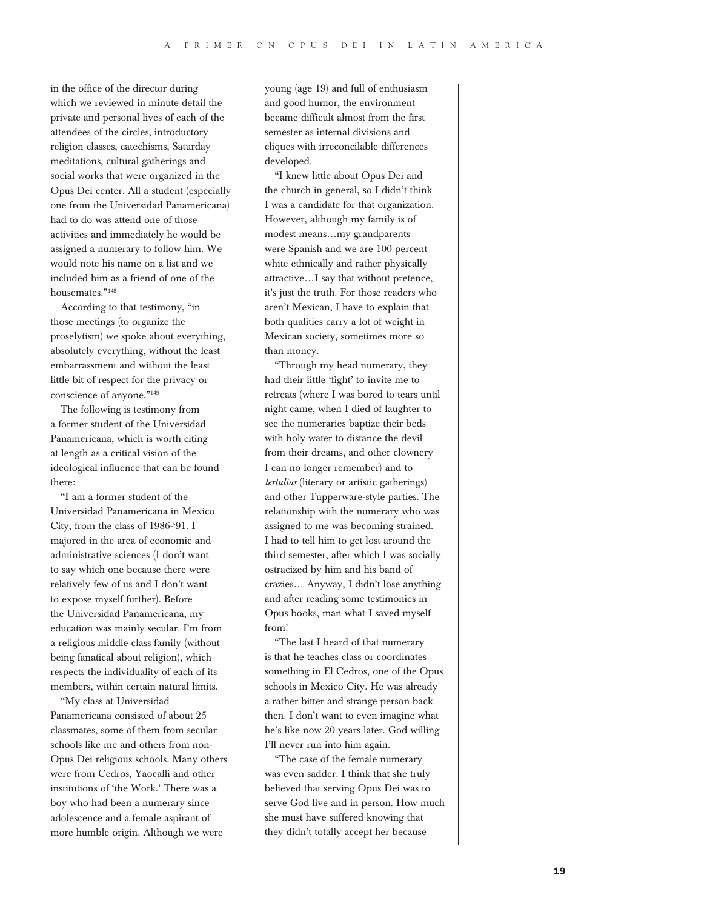in the office of the director during which we reviewed in minute detail the private and personal lives of each of the attendees of the circles, introductory religion classes, catechisms, Saturday meditations, cultural gatherings and social works that were organized in the Opus Dei center. All a student (especially one from the Universidad Panamericana) had to do was attend one of those activities and immediately he would be assigned a numerary to follow him. We would note his name on a list and we included him as a friend of one of the housemates."[148]

According to that testimony, "in those meetings (to organize the proselytism) we spoke about everything, absolutely everything, without the least embarrassment and without the least little bit of respect for the privacy or conscience of anyone."[149]

The following is testimony from a former student of the Universidad Panamericana, which is worth citing at length as a critical vision of the ideological influence that can be found there:

"I am a former student of the Universidad Panamericana in Mexico City, from the class of 1986-'91. I majored in the area of economic and administrative sciences (I don't want to say which one because there were relatively few of us and I don't want to expose myself further). Before the Universidad Panamericana, my education was mainly secular. I'm from a religious middle class family (without being fanatical about religion), which respects the individuality of each of its members, within certain natural limits.

"My class at Universidad Panamericana consisted of about 25 classmates, some of them from secular schools like me and others from non-Opus Dei religious schools. Many others were from Cedros, Yaocalli and other institutions of 'the Work.' There was a boy who had been a numerary since adolescence and a female aspirant of more humble origin. Although we were young (age 19) and full of enthusiasm and good humor, the environment became difficult almost from the first semester as internal divisions and cliques with irreconcilable differences developed.

"I knew little about Opus Dei and the church in general, so I didn't think I was a candidate for that organization. However, although my family is of modest means…my grandparents were Spanish and we are 100 percent white ethnically and rather physically attractive…I say that without pretence, it's just the truth. For those readers who aren't Mexican, I have to explain that both qualities carry a lot of weight in Mexican society, sometimes more so than money.

"Through my head numerary, they had their little 'fight' to invite me to retreats (where I was bored to tears until night came, when I died of laughter to see the numeraries baptize their beds with holy water to distance the devil from their dreams, and other clownery I can no longer remember) and to *tertulias* (literary or artistic gatherings) and other Tupperware-style parties. The relationship with the numerary who was assigned to me was becoming strained. I had to tell him to get lost around the third semester, after which I was socially ostracized by him and his band of crazies… Anyway, I didn't lose anything and after reading some testimonies in Opus books, man what I saved myself from!

"The last I heard of that numerary is that he teaches class or coordinates something in El Cedros, one of the Opus schools in Mexico City. He was already a rather bitter and strange person back then. I don't want to even imagine what he's like now 20 years later. God willing I'll never run into him again.

"The case of the female numerary was even sadder. I think that she truly believed that serving Opus Dei was to serve God live and in person. How much she must have suffered knowing that they didn't totally accept her because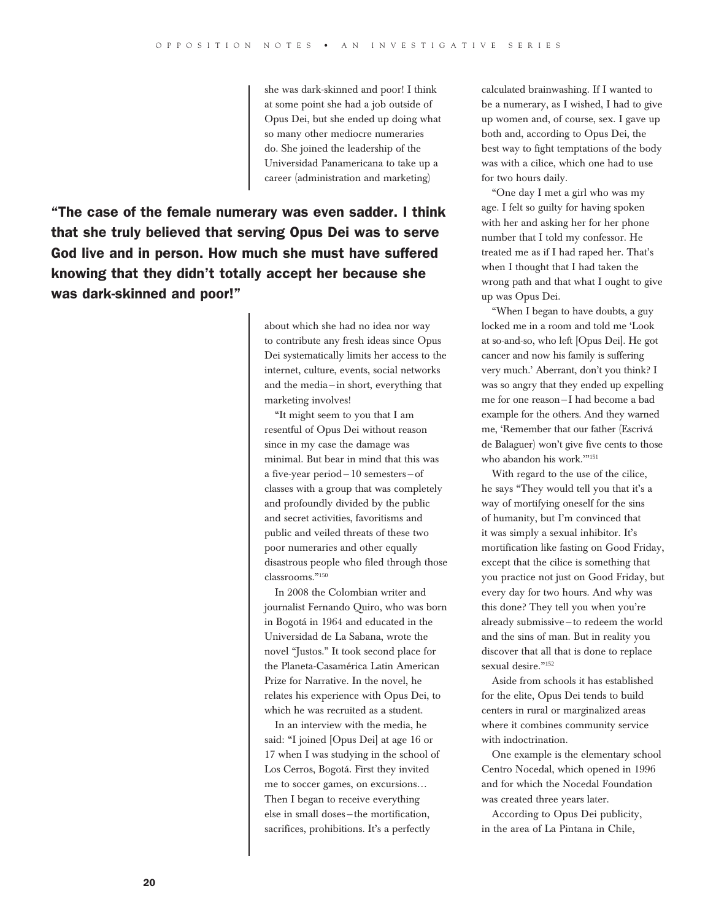she was dark-skinned and poor! I think at some point she had a job outside of Opus Dei, but she ended up doing what so many other mediocre numeraries do. She joined the leadership of the Universidad Panamericana to take up a career (administration and marketing) about which she had no idea nor way to contribute any fresh ideas since Opus Dei systematically limits her access to the internet, culture, events, social networks and the media – in short, everything that marketing involves!

**"The case of the female numerary was even sadder. I think that she truly believed that serving Opus Dei was to serve God live and in person. How much she must have suffered knowing that they didn't totally accept her because she was dark-skinned and poor!"**

"It might seem to you that I am resentful of Opus Dei without reason since in my case the damage was minimal. But bear in mind that this was a five-year period – 10 semesters – of classes with a group that was completely and profoundly divided by the public and secret activities, favoritisms and public and veiled threats of these two poor numeraries and other equally disastrous people who filed through those classrooms."[150]

In 2008 the Colombian writer and journalist Fernando Quiro, who was born in Bogotá in 1964 and educated in the Universidad de La Sabana, wrote the novel "Justos." It took second place for the Planeta-Casamérica Latin American Prize for Narrative. In the novel, he relates his experience with Opus Dei, to which he was recruited as a student.

In an interview with the media, he said: "I joined [Opus Dei] at age 16 or 17 when I was studying in the school of Los Cerros, Bogotá. First they invited me to soccer games, on excursions… Then I began to receive everything else in small doses – the mortification, sacrifices, prohibitions. It's a perfectly calculated brainwashing. If I wanted to be a numerary, as I wished, I had to give up women and, of course, sex. I gave up both and, according to Opus Dei, the best way to fight temptations of the body was with a cilice, which one had to use for two hours daily.

"One day I met a girl who was my age. I felt so guilty for having spoken with her and asking her for her phone number that I told my confessor. He treated me as if I had raped her. That's when I thought that I had taken the wrong path and that what I ought to give up was Opus Dei.

"When I began to have doubts, a guy locked me in a room and told me 'Look at so-and-so, who left [Opus Dei]. He got cancer and now his family is suffering very much.' Aberrant, don't you think? I was so angry that they ended up expelling me for one reason – I had become a bad example for the others. And they warned me, 'Remember that our father (Escrivá de Balaguer) won't give five cents to those who abandon his work.'"[151]

With regard to the use of the cilice, he says "They would tell you that it's a way of mortifying oneself for the sins of humanity, but I'm convinced that it was simply a sexual inhibitor. It's mortification like fasting on Good Friday, except that the cilice is something that you practice not just on Good Friday, but every day for two hours. And why was this done? They tell you when you're already submissive – to redeem the world and the sins of man. But in reality you discover that all that is done to replace sexual desire."[152]

Aside from schools it has established for the elite, Opus Dei tends to build centers in rural or marginalized areas where it combines community service with indoctrination.

One example is the elementary school Centro Nocedal, which opened in 1996 and for which the Nocedal Foundation was created three years later.

According to Opus Dei publicity, in the area of La Pintana in Chile,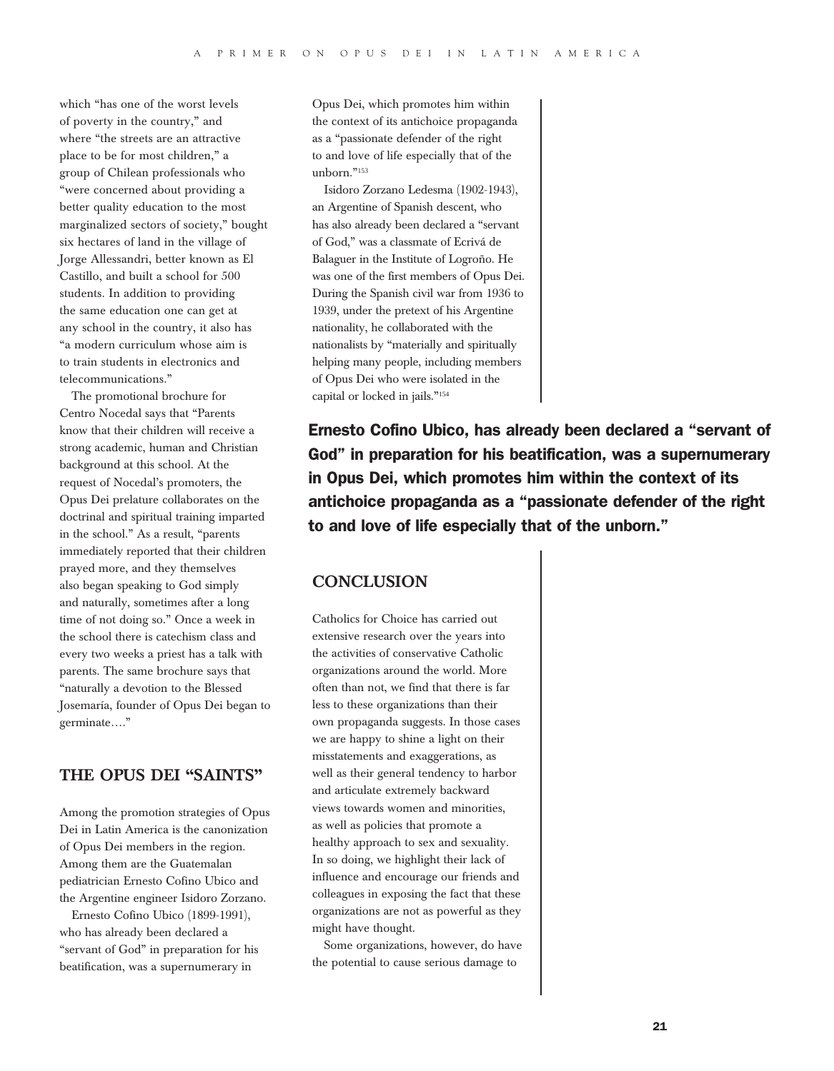which "has one of the worst levels of poverty in the country," and where "the streets are an attractive place to be for most children," a group of Chilean professionals who "were concerned about providing a better quality education to the most marginalized sectors of society," bought six hectares of land in the village of Jorge Allessandri, better known as El Castillo, and built a school for 500 students. In addition to providing the same education one can get at any school in the country, it also has "a modern curriculum whose aim is to train students in electronics and telecommunications."

The promotional brochure for Centro Nocedal says that "Parents know that their children will receive a strong academic, human and Christian background at this school. At the request of Nocedal's promoters, the Opus Dei prelature collaborates on the doctrinal and spiritual training imparted in the school." As a result, "parents immediately reported that their children prayed more, and they themselves also began speaking to God simply and naturally, sometimes after a long time of not doing so." Once a week in the school there is catechism class and every two weeks a priest has a talk with parents. The same brochure says that "naturally a devotion to the Blessed Josemaría, founder of Opus Dei began to germinate…."

## THE OPUS DEI "SAINTS"

Among the promotion strategies of Opus Dei in Latin America is the canonization of Opus Dei members in the region. Among them are the Guatemalan pediatrician Ernesto Cofino Ubico and the Argentine engineer Isidoro Zorzano.

Ernesto Cofino Ubico (1899-1991), who has already been declared a "servant of God" in preparation for his beatification, was a supernumerary in Opus Dei, which promotes him within the context of its antichoice propaganda as a "passionate defender of the right to and love of life especially that of the unborn."[153]

Isidoro Zorzano Ledesma (1902-1943), an Argentine of Spanish descent, who has also already been declared a "servant of God," was a classmate of Ecrivá de Balaguer in the Institute of Logroño. He was one of the first members of Opus Dei. During the Spanish civil war from 1936 to 1939, under the pretext of his Argentine nationality, he collaborated with the nationalists by "materially and spiritually helping many people, including members of Opus Dei who were isolated in the capital or locked in jails."[154]

**Ernesto Cofino Ubico, has already been declared a "servant of God" in preparation for his beatification, was a supernumerary in Opus Dei, which promotes him within the context of its antichoice propaganda as a "passionate defender of the right to and love of life especially that of the unborn."**

## CONCLUSION

Catholics for Choice has carried out extensive research over the years into the activities of conservative Catholic organizations around the world. More often than not, we find that there is far less to these organizations than their own propaganda suggests. In those cases we are happy to shine a light on their misstatements and exaggerations, as well as their general tendency to harbor and articulate extremely backward views towards women and minorities, as well as policies that promote a healthy approach to sex and sexuality. In so doing, we highlight their lack of influence and encourage our friends and colleagues in exposing the fact that these organizations are not as powerful as they might have thought.

Some organizations, however, do have the potential to cause serious damage to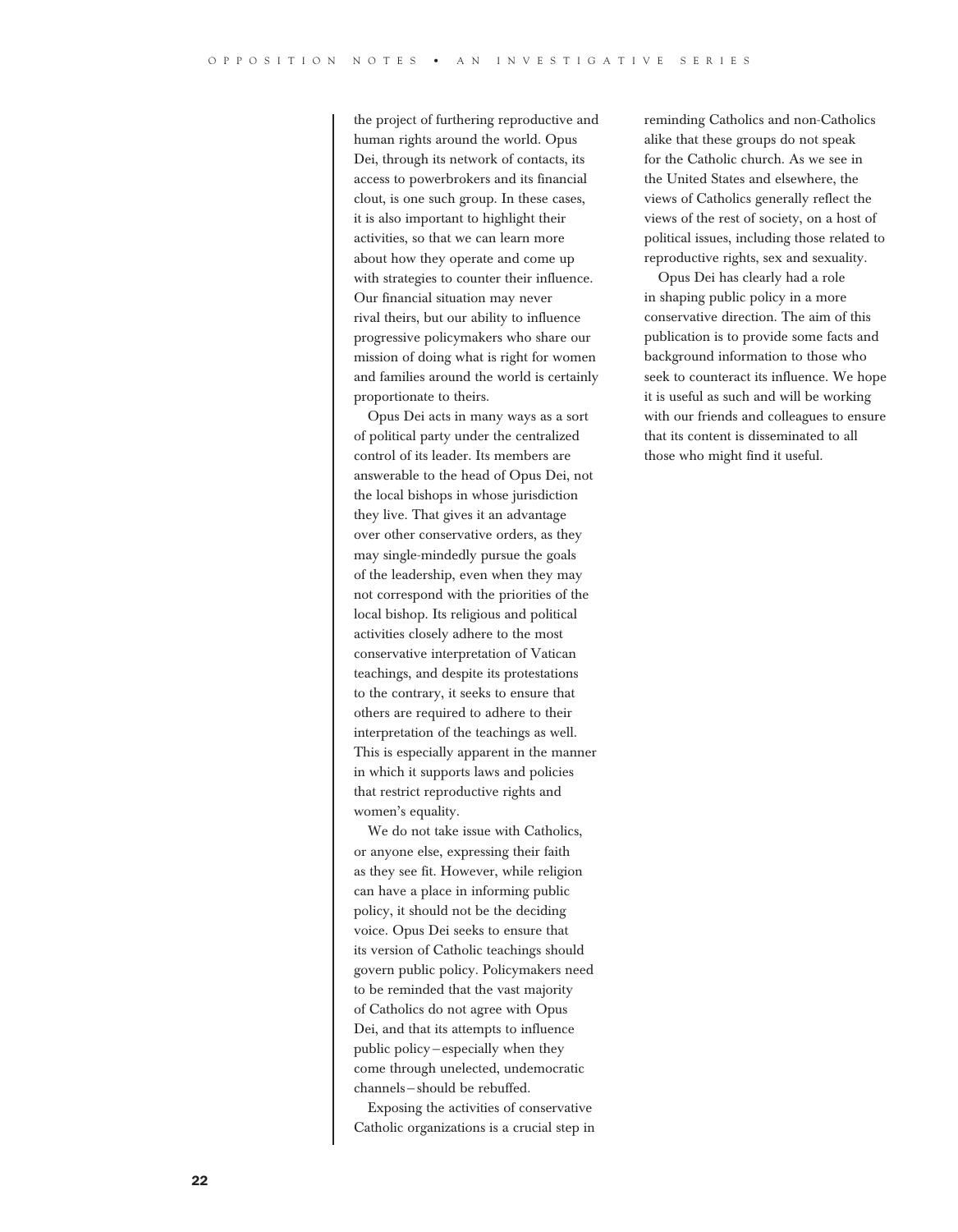the project of furthering reproductive and human rights around the world. Opus Dei, through its network of contacts, its access to powerbrokers and its financial clout, is one such group. In these cases, it is also important to highlight their activities, so that we can learn more about how they operate and come up with strategies to counter their influence. Our financial situation may never rival theirs, but our ability to influence progressive policymakers who share our mission of doing what is right for women and families around the world is certainly proportionate to theirs.

Opus Dei acts in many ways as a sort of political party under the centralized control of its leader. Its members are answerable to the head of Opus Dei, not the local bishops in whose jurisdiction they live. That gives it an advantage over other conservative orders, as they may single-mindedly pursue the goals of the leadership, even when they may not correspond with the priorities of the local bishop. Its religious and political activities closely adhere to the most conservative interpretation of Vatican teachings, and despite its protestations to the contrary, it seeks to ensure that others are required to adhere to their interpretation of the teachings as well. This is especially apparent in the manner in which it supports laws and policies that restrict reproductive rights and women's equality.

We do not take issue with Catholics, or anyone else, expressing their faith as they see fit. However, while religion can have a place in informing public policy, it should not be the deciding voice. Opus Dei seeks to ensure that its version of Catholic teachings should govern public policy. Policymakers need to be reminded that the vast majority of Catholics do not agree with Opus Dei, and that its attempts to influence public policy—especially when they come through unelected, undemocratic channels—should be rebuffed.

Exposing the activities of conservative Catholic organizations is a crucial step in reminding Catholics and non-Catholics alike that these groups do not speak for the Catholic church. As we see in the United States and elsewhere, the views of Catholics generally reflect the views of the rest of society, on a host of political issues, including those related to reproductive rights, sex and sexuality.

Opus Dei has clearly had a role in shaping public policy in a more conservative direction. The aim of this publication is to provide some facts and background information to those who seek to counteract its influence. We hope it is useful as such and will be working with our friends and colleagues to ensure that its content is disseminated to all those who might find it useful.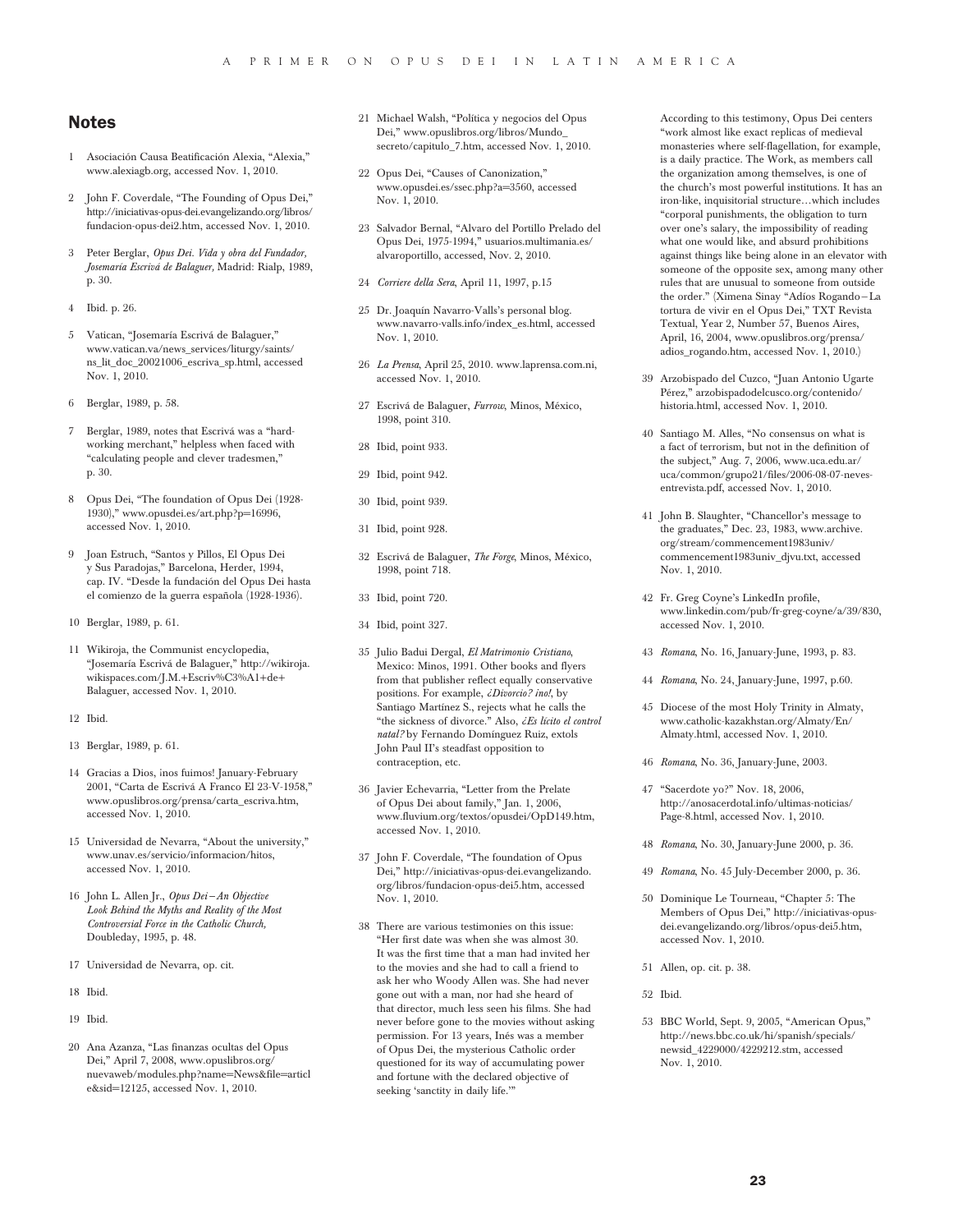## Notes

1 Asociación Causa Beatificación Alexia, "Alexia," www.alexiagb.org, accessed Nov. 1, 2010.

2 John F. Coverdale, "The Founding of Opus Dei," http://iniciativas-opus-dei.evangelizando.org/libros/fundacion-opus-dei2.htm, accessed Nov. 1, 2010.

3 Peter Berglar, *Opus Dei. Vida y obra del Fundador, Josemaría Escrivá de Balaguer,* Madrid: Rialp, 1989, p. 30.

4 Ibid. p. 26.

5 Vatican, "Josemaría Escrivá de Balaguer," www.vatican.va/news_services/liturgy/saints/ns_lit_doc_20021006_escriva_sp.html, accessed Nov. 1, 2010.

6 Berglar, 1989, p. 58.

7 Berglar, 1989, notes that Escrivá was a "hard-working merchant," helpless when faced with "calculating people and clever tradesmen," p. 30.

8 Opus Dei, "The foundation of Opus Dei (1928-1930)," www.opusdei.es/art.php?p=16996, accessed Nov. 1, 2010.

9 Joan Estruch, "Santos y Pillos, El Opus Dei y Sus Paradojas," Barcelona, Herder, 1994, cap. IV. "Desde la fundación del Opus Dei hasta el comienzo de la guerra española (1928-1936).

10 Berglar, 1989, p. 61.

11 Wikiroja, the Communist encyclopedia, "Josemaría Escrivá de Balaguer," http://wikiroja.wikispaces.com/J.M.+Escriv%C3%A1+de+Balaguer, accessed Nov. 1, 2010.

12 Ibid.

13 Berglar, 1989, p. 61.

14 Gracias a Dios, ¡nos fuimos! January-February 2001, "Carta de Escrivá A Franco El 23-V-1958," www.opuslibros.org/prensa/carta_escriva.htm, accessed Nov. 1, 2010.

15 Universidad de Nevarra, "About the university," www.unav.es/servicio/informacion/hitos, accessed Nov. 1, 2010.

16 John L. Allen Jr., *Opus Dei – An Objective Look Behind the Myths and Reality of the Most Controversial Force in the Catholic Church,* Doubleday, 1995, p. 48.

17 Universidad de Nevarra, op. cit.

18 Ibid.

19 Ibid.

20 Ana Azanza, "Las finanzas ocultas del Opus Dei," April 7, 2008, www.opuslibros.org/nuevaweb/modules.php?name=News&file=article&sid=12125, accessed Nov. 1, 2010.

21 Michael Walsh, "Política y negocios del Opus Dei," www.opuslibros.org/libros/Mundo_secreto/capitulo_7.htm, accessed Nov. 1, 2010.

22 Opus Dei, "Causes of Canonization," www.opusdei.es/ssec.php?a=3560, accessed Nov. 1, 2010.

23 Salvador Bernal, "Alvaro del Portillo Prelado del Opus Dei, 1975-1994," usuarios.multimania.es/alvaroportillo, accessed, Nov. 2, 2010.

24 *Corriere della Sera*, April 11, 1997, p.15

25 Dr. Joaquín Navarro-Valls's personal blog. www.navarro-valls.info/index_es.html, accessed Nov. 1, 2010.

26 *La Prensa*, April 25, 2010. www.laprensa.com.ni, accessed Nov. 1, 2010.

27 Escrivá de Balaguer, *Furrow*, Minos, México, 1998, point 310.

28 Ibid, point 933.

29 Ibid, point 942.

30 Ibid, point 939.

31 Ibid, point 928.

32 Escrivá de Balaguer, *The Forge*, Minos, México, 1998, point 718.

33 Ibid, point 720.

34 Ibid, point 327.

35 Julio Badui Dergal, *El Matrimonio Cristiano*, Mexico: Minos, 1991. Other books and flyers from that publisher reflect equally conservative positions. For example, *¿Divorcio? ¡no!*, by Santiago Martínez S., rejects what he calls the "the sickness of divorce." Also, *¿Es lícito el control natal?* by Fernando Domínguez Ruiz, extols John Paul II's steadfast opposition to contraception, etc.

36 Javier Echevarria, "Letter from the Prelate of Opus Dei about family," Jan. 1, 2006, www.fluvium.org/textos/opusdei/OpD149.htm, accessed Nov. 1, 2010.

37 John F. Coverdale, "The foundation of Opus Dei," http://iniciativas-opus-dei.evangelizando.org/libros/fundacion-opus-dei5.htm, accessed Nov. 1, 2010.

38 There are various testimonies on this issue: "Her first date was when she was almost 30. It was the first time that a man had invited her to the movies and she had to call a friend to ask her who Woody Allen was. She had never gone out with a man, nor had she heard of that director, much less seen his films. She had never before gone to the movies without asking permission. For 13 years, Inés was a member of Opus Dei, the mysterious Catholic order questioned for its way of accumulating power and fortune with the declared objective of seeking 'sanctity in daily life.'"

According to this testimony, Opus Dei centers "work almost like exact replicas of medieval monasteries where self-flagellation, for example, is a daily practice. The Work, as members call the organization among themselves, is one of the church's most powerful institutions. It has an iron-like, inquisitorial structure…which includes "corporal punishments, the obligation to turn over one's salary, the impossibility of reading what one would like, and absurd prohibitions against things like being alone in an elevator with someone of the opposite sex, among many other rules that are unusual to someone from outside the order." (Ximena Sinay "Adíos Rogando – La tortura de vivir en el Opus Dei," TXT Revista Textual, Year 2, Number 57, Buenos Aires, April, 16, 2004, www.opuslibros.org/prensa/adios_rogando.htm, accessed Nov. 1, 2010.)

39 Arzobispado del Cuzco, "Juan Antonio Ugarte Pérez," arzobispadodelcusco.org/contenido/historia.html, accessed Nov. 1, 2010.

40 Santiago M. Alles, "No consensus on what is a fact of terrorism, but not in the definition of the subject," Aug. 7, 2006, www.uca.edu.ar/uca/common/grupo21/files/2006-08-07-neves-entrevista.pdf, accessed Nov. 1, 2010.

41 John B. Slaughter, "Chancellor's message to the graduates," Dec. 23, 1983, www.archive.org/stream/commencement1983univ/commencement1983univ_djvu.txt, accessed Nov. 1, 2010.

42 Fr. Greg Coyne's LinkedIn profile, www.linkedin.com/pub/fr-greg-coyne/a/39/830, accessed Nov. 1, 2010.

43 *Romana*, No. 16, January-June, 1993, p. 83.

44 *Romana*, No. 24, January-June, 1997, p.60.

45 Diocese of the most Holy Trinity in Almaty, www.catholic-kazakhstan.org/Almaty/En/Almaty.html, accessed Nov. 1, 2010.

46 *Romana*, No. 36, January-June, 2003.

47 "Sacerdote yo?" Nov. 18, 2006, http://anosacerdotal.info/ultimas-noticias/Page-8.html, accessed Nov. 1, 2010.

48 *Romana*, No. 30, January-June 2000, p. 36.

49 *Romana*, No. 45 July-December 2000, p. 36.

50 Dominique Le Tourneau, "Chapter 5: The Members of Opus Dei," http://iniciativas-opus-dei.evangelizando.org/libros/opus-dei5.htm, accessed Nov. 1, 2010.

51 Allen, op. cit. p. 38.

52 Ibid.

53 BBC World, Sept. 9, 2005, "American Opus," http://news.bbc.co.uk/hi/spanish/specials/newsid_4229000/4229212.stm, accessed Nov. 1, 2010.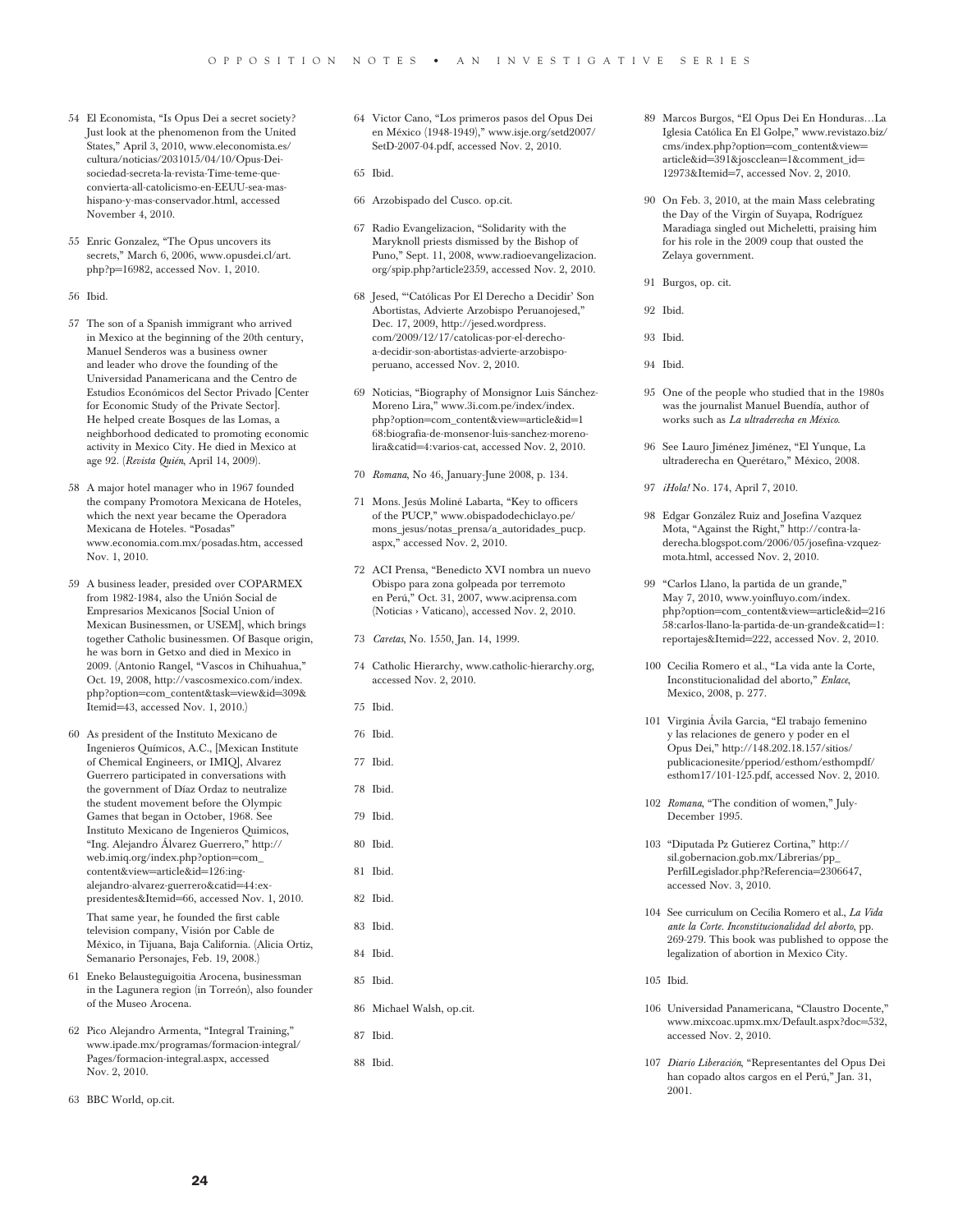54 El Economista, "Is Opus Dei a secret society? Just look at the phenomenon from the United States," April 3, 2010, www.eleconomista.es/cultura/noticias/2031015/04/10/Opus-Dei-sociedad-secreta-la-revista-Time-teme-que-convierta-all-catolicismo-en-EEUU-sea-mas-hispano-y-mas-conservador.html, accessed November 4, 2010.

55 Enric Gonzalez, "The Opus uncovers its secrets," March 6, 2006, www.opusdei.cl/art.php?p=16982, accessed Nov. 1, 2010.

56 Ibid.

57 The son of a Spanish immigrant who arrived in Mexico at the beginning of the 20th century, Manuel Senderos was a business owner and leader who drove the founding of the Universidad Panamericana and the Centro de Estudios Económicos del Sector Privado [Center for Economic Study of the Private Sector]. He helped create Bosques de las Lomas, a neighborhood dedicated to promoting economic activity in Mexico City. He died in Mexico at age 92. (*Revista Quién*, April 14, 2009).

58 A major hotel manager who in 1967 founded the company Promotora Mexicana de Hoteles, which the next year became the Operadora Mexicana de Hoteles. "Posadas" www.economia.com.mx/posadas.htm, accessed Nov. 1, 2010.

59 A business leader, presided over COPARMEX from 1982-1984, also the Unión Social de Empresarios Mexicanos [Social Union of Mexican Businessmen, or USEM], which brings together Catholic businessmen. Of Basque origin, he was born in Getxo and died in Mexico in 2009. (Antonio Rangel, "Vascos in Chihuahua," Oct. 19, 2008, http://vascosmexico.com/index.php?option=com_content&task=view&id=309&Itemid=43, accessed Nov. 1, 2010.)

60 As president of the Instituto Mexicano de Ingenieros Químicos, A.C., [Mexican Institute of Chemical Engineers, or IMIQ], Alvarez Guerrero participated in conversations with the government of Díaz Ordaz to neutralize the student movement before the Olympic Games that began in October, 1968. See Instituto Mexicano de Ingenieros Quimicos, "Ing. Alejandro Álvarez Guerrero," http://web.imiq.org/index.php?option=com_content&view=article&id=126:ing-alejandro-alvarez-guerrero&catid=44:ex-presidentes&Itemid=66, accessed Nov. 1, 2010.

That same year, he founded the first cable television company, Visión por Cable de México, in Tijuana, Baja California. (Alicia Ortiz, Semanario Personajes, Feb. 19, 2008.)

61 Eneko Belausteguigoitia Arocena, businessman in the Lagunera region (in Torreón), also founder of the Museo Arocena.

62 Pico Alejandro Armenta, "Integral Training," www.ipade.mx/programas/formacion-integral/Pages/formacion-integral.aspx, accessed Nov. 2, 2010.

63 BBC World, op.cit.

64 Victor Cano, "Los primeros pasos del Opus Dei en México (1948-1949)," www.isje.org/setd2007/SetD-2007-04.pdf, accessed Nov. 2, 2010.

65 Ibid.

66 Arzobispado del Cusco. op.cit.

67 Radio Evangelizacion, "Solidarity with the Maryknoll priests dismissed by the Bishop of Puno," Sept. 11, 2008, www.radioevangelizacion.org/spip.php?article2359, accessed Nov. 2, 2010.

68 Jesed, "'Católicas Por El Derecho a Decidir' Son Abortistas, Advierte Arzobispo Peruanojesed," Dec. 17, 2009, http://jesed.wordpress.com/2009/12/17/catolicas-por-el-derecho-a-decidir-son-abortistas-advierte-arzobispo-peruano, accessed Nov. 2, 2010.

69 Noticias, "Biography of Monsignor Luis Sánchez-Moreno Lira," www.3i.com.pe/index/index.php?option=com_content&view=article&id=168:biografia-de-monsenor-luis-sanchez-moreno-lira&catid=4:varios-cat, accessed Nov. 2, 2010.

70 *Romana*, No 46, January-June 2008, p. 134.

71 Mons. Jesús Moliné Labarta, "Key to officers of the PUCP," www.obispadodechiclayo.pe/mons_jesus/notas_prensa/a_autoridades_pucp.aspx," accessed Nov. 2, 2010.

72 ACI Prensa, "Benedicto XVI nombra un nuevo Obispo para zona golpeada por terremoto en Perú," Oct. 31, 2007, www.aciprensa.com (Noticias › Vaticano), accessed Nov. 2, 2010.

73 *Caretas*, No. 1550, Jan. 14, 1999.

74 Catholic Hierarchy, www.catholic-hierarchy.org, accessed Nov. 2, 2010.

75 Ibid.

76 Ibid.

77 Ibid.

78 Ibid.

79 Ibid.

80 Ibid.

81 Ibid.

82 Ibid.

83 Ibid.

84 Ibid.

85 Ibid.

86 Michael Walsh, op.cit.

87 Ibid.

88 Ibid.

89 Marcos Burgos, "El Opus Dei En Honduras…La Iglesia Católica En El Golpe," www.revistazo.biz/cms/index.php?option=com_content&view=article&id=391&joscclean=1&comment_id=12973&Itemid=7, accessed Nov. 2, 2010.

90 On Feb. 3, 2010, at the main Mass celebrating the Day of the Virgin of Suyapa, Rodríguez Maradiaga singled out Micheletti, praising him for his role in the 2009 coup that ousted the Zelaya government.

91 Burgos, op. cit.

92 Ibid.

93 Ibid.

94 Ibid.

95 One of the people who studied that in the 1980s was the journalist Manuel Buendía, author of works such as *La ultraderecha en México*.

96 See Lauro Jiménez Jiménez, "El Yunque, La ultraderecha en Querétaro," México, 2008.

97 *¡Hola!* No. 174, April 7, 2010.

98 Edgar González Ruiz and Josefina Vazquez Mota, "Against the Right," http://contra-la-derecha.blogspot.com/2006/05/josefina-vzquez-mota.html, accessed Nov. 2, 2010.

99 "Carlos Llano, la partida de un grande," May 7, 2010, www.yoinfluyo.com/index.php?option=com_content&view=article&id=21658:carlos-llano-la-partida-de-un-grande&catid=1:reportajes&Itemid=222, accessed Nov. 2, 2010.

100 Cecilia Romero et al., "La vida ante la Corte, Inconstitucionalidad del aborto," *Enlace*, Mexico, 2008, p. 277.

101 Virginia Ávila Garcia, "El trabajo femenino y las relaciones de genero y poder en el Opus Dei," http://148.202.18.157/sitios/publicacionesite/pperiod/esthom/esthompdf/esthom17/101-125.pdf, accessed Nov. 2, 2010.

102 *Romana*, "The condition of women," July-December 1995.

103 "Diputada Pz Gutierez Cortina," http://sil.gobernacion.gob.mx/Librerias/pp_PerfilLegislador.php?Referencia=2306647, accessed Nov. 3, 2010.

104 See curriculum on Cecilia Romero et al., *La Vida ante la Corte. Inconstitucionalidad del aborto*, pp. 269-279. This book was published to oppose the legalization of abortion in Mexico City.

105 Ibid.

106 Universidad Panamericana, "Claustro Docente," www.mixcoac.upmx.mx/Default.aspx?doc=532, accessed Nov. 2, 2010.

107 *Diario Liberación*, "Representantes del Opus Dei han copado altos cargos en el Perú," Jan. 31, 2001.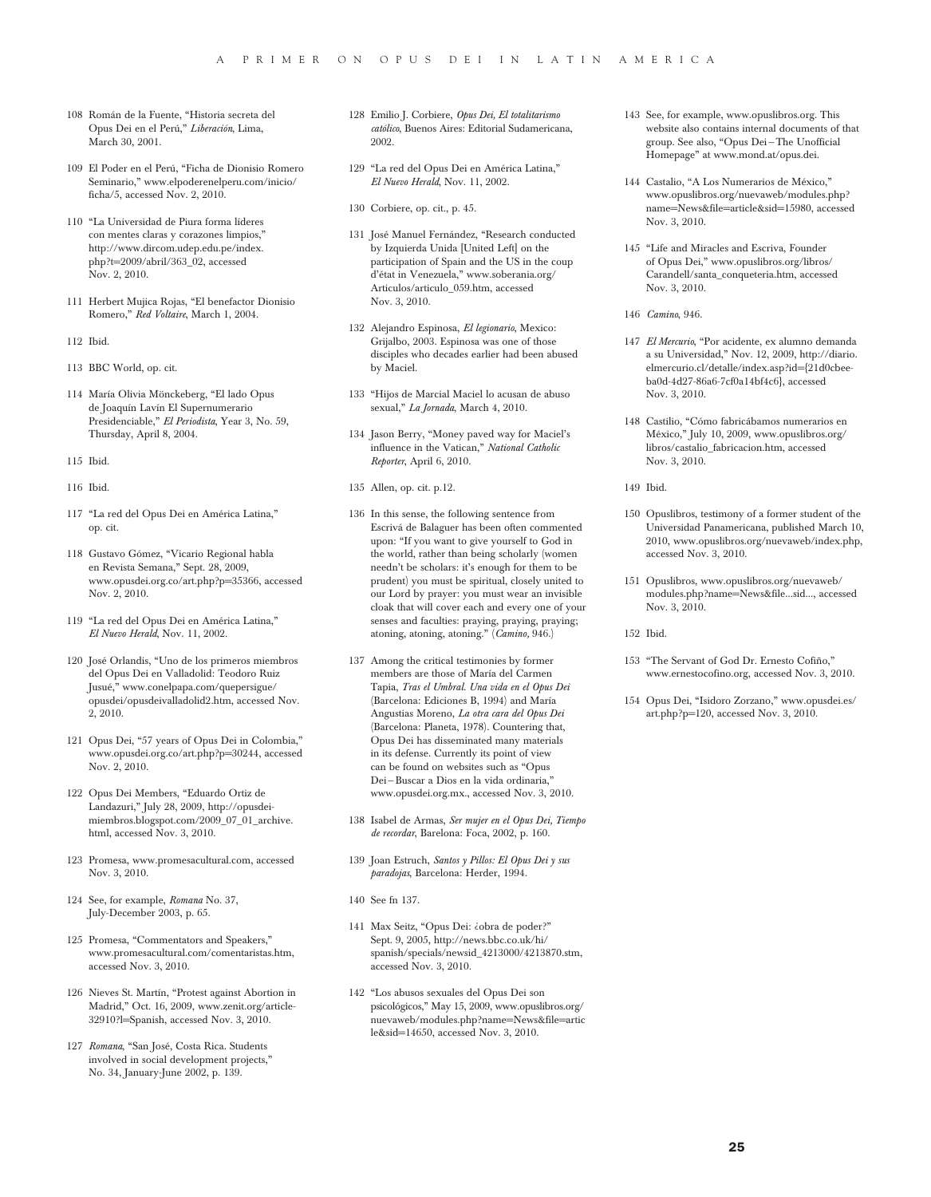108 Román de la Fuente, "Historia secreta del Opus Dei en el Perú," *Liberación*, Lima, March 30, 2001.

109 El Poder en el Perú, "Ficha de Dionisio Romero Seminario," www.elpoderenelperu.com/inicio/ficha/5, accessed Nov. 2, 2010.

110 "La Universidad de Piura forma líderes con mentes claras y corazones limpios," http://www.dircom.udep.edu.pe/index.php?t=2009/abril/363_02, accessed Nov. 2, 2010.

111 Herbert Mujica Rojas, "El benefactor Dionisio Romero," *Red Voltaire*, March 1, 2004.

112 Ibid.

113 BBC World, op. cit.

114 María Olivia Mönckeberg, "El lado Opus de Joaquín Lavín El Supernumerario Presidenciable," *El Periodista*, Year 3, No. 59, Thursday, April 8, 2004.

115 Ibid.

116 Ibid.

117 "La red del Opus Dei en América Latina," op. cit.

118 Gustavo Gómez, "Vicario Regional habla en Revista Semana," Sept. 28, 2009, www.opusdei.org.co/art.php?p=35366, accessed Nov. 2, 2010.

119 "La red del Opus Dei en América Latina," *El Nuevo Herald*, Nov. 11, 2002.

120 José Orlandis, "Uno de los primeros miembros del Opus Dei en Valladolid: Teodoro Ruiz Jusué," www.conelpapa.com/quepersigue/opusdei/opusdeivalladolid2.htm, accessed Nov. 2, 2010.

121 Opus Dei, "57 years of Opus Dei in Colombia," www.opusdei.org.co/art.php?p=30244, accessed Nov. 2, 2010.

122 Opus Dei Members, "Eduardo Ortiz de Landazuri," July 28, 2009, http://opusdei-miembros.blogspot.com/2009_07_01_archive.html, accessed Nov. 3, 2010.

123 Promesa, www.promesacultural.com, accessed Nov. 3, 2010.

124 See, for example, *Romana* No. 37, July-December 2003, p. 65.

125 Promesa, "Commentators and Speakers," www.promesacultural.com/comentaristas.htm, accessed Nov. 3, 2010.

126 Nieves St. Martín, "Protest against Abortion in Madrid," Oct. 16, 2009, www.zenit.org/article-32910?l=Spanish, accessed Nov. 3, 2010.

127 *Romana*, "San José, Costa Rica. Students involved in social development projects," No. 34, January-June 2002, p. 139.

128 Emilio J. Corbiere, *Opus Dei, El totalitarismo católico*, Buenos Aires: Editorial Sudamericana, 2002.

129 "La red del Opus Dei en América Latina," *El Nuevo Herald*, Nov. 11, 2002.

130 Corbiere, op. cit., p. 45.

131 José Manuel Fernández, "Research conducted by Izquierda Unida [United Left] on the participation of Spain and the US in the coup d'état in Venezuela," www.soberania.org/Articulos/articulo_059.htm, accessed Nov. 3, 2010.

132 Alejandro Espinosa, *El legionario*, Mexico: Grijalbo, 2003. Espinosa was one of those disciples who decades earlier had been abused by Maciel.

133 "Hijos de Marcial Maciel lo acusan de abuso sexual," *La Jornada*, March 4, 2010.

134 Jason Berry, "Money paved way for Maciel's influence in the Vatican," *National Catholic Reporter*, April 6, 2010.

135 Allen, op. cit. p.12.

136 In this sense, the following sentence from Escrivá de Balaguer has been often commented upon: "If you want to give yourself to God in the world, rather than being scholarly (women needn't be scholars: it's enough for them to be prudent) you must be spiritual, closely united to our Lord by prayer: you must wear an invisible cloak that will cover each and every one of your senses and faculties: praying, praying, praying; atoning, atoning, atoning." (*Camino*, 946.)

137 Among the critical testimonies by former members are those of María del Carmen Tapia, *Tras el Umbral. Una vida en el Opus Dei* (Barcelona: Ediciones B, 1994) and María Angustias Moreno, *La otra cara del Opus Dei* (Barcelona: Planeta, 1978). Countering that, Opus Dei has disseminated many materials in its defense. Currently its point of view can be found on websites such as "Opus Dei – Buscar a Dios en la vida ordinaria," www.opusdei.org.mx., accessed Nov. 3, 2010.

138 Isabel de Armas, *Ser mujer en el Opus Dei, Tiempo de recordar*, Barelona: Foca, 2002, p. 160.

139 Joan Estruch, *Santos y Pillos: El Opus Dei y sus paradojas*, Barcelona: Herder, 1994.

140 See fn 137.

141 Max Seitz, "Opus Dei: ¿obra de poder?" Sept. 9, 2005, http://news.bbc.co.uk/hi/spanish/specials/newsid_4213000/4213870.stm, accessed Nov. 3, 2010.

142 "Los abusos sexuales del Opus Dei son psicológicos," May 15, 2009, www.opuslibros.org/nuevaweb/modules.php?name=News&file=article&sid=14650, accessed Nov. 3, 2010.

143 See, for example, www.opuslibros.org. This website also contains internal documents of that group. See also, "Opus Dei – The Unofficial Homepage" at www.mond.at/opus.dei.

144 Castalio, "A Los Numerarios de México," www.opuslibros.org/nuevaweb/modules.php?name=News&file=article&sid=15980, accessed Nov. 3, 2010.

145 "Life and Miracles and Escriva, Founder of Opus Dei," www.opuslibros.org/libros/Carandell/santa_conqueteria.htm, accessed Nov. 3, 2010.

146 *Camino*, 946.

147 *El Mercurio*, "Por acidente, ex alumno demanda a su Universidad," Nov. 12, 2009, http://diario.elmercurio.cl/detalle/index.asp?id={21d0cbee-ba0d-4d27-86a6-7cf0a14bf4c6}, accessed Nov. 3, 2010.

148 Castilio, "Cómo fabricábamos numerarios en México," July 10, 2009, www.opuslibros.org/libros/castalio_fabricacion.htm, accessed Nov. 3, 2010.

149 Ibid.

150 Opuslibros, testimony of a former student of the Universidad Panamericana, published March 10, 2010, www.opuslibros.org/nuevaweb/index.php, accessed Nov. 3, 2010.

151 Opuslibros, www.opuslibros.org/nuevaweb/modules.php?name=News&file...sid..., accessed Nov. 3, 2010.

152 Ibid.

153 "The Servant of God Dr. Ernesto Cofiño," www.ernestocofino.org, accessed Nov. 3, 2010.

154 Opus Dei, "Isidoro Zorzano," www.opusdei.es/art.php?p=120, accessed Nov. 3, 2010.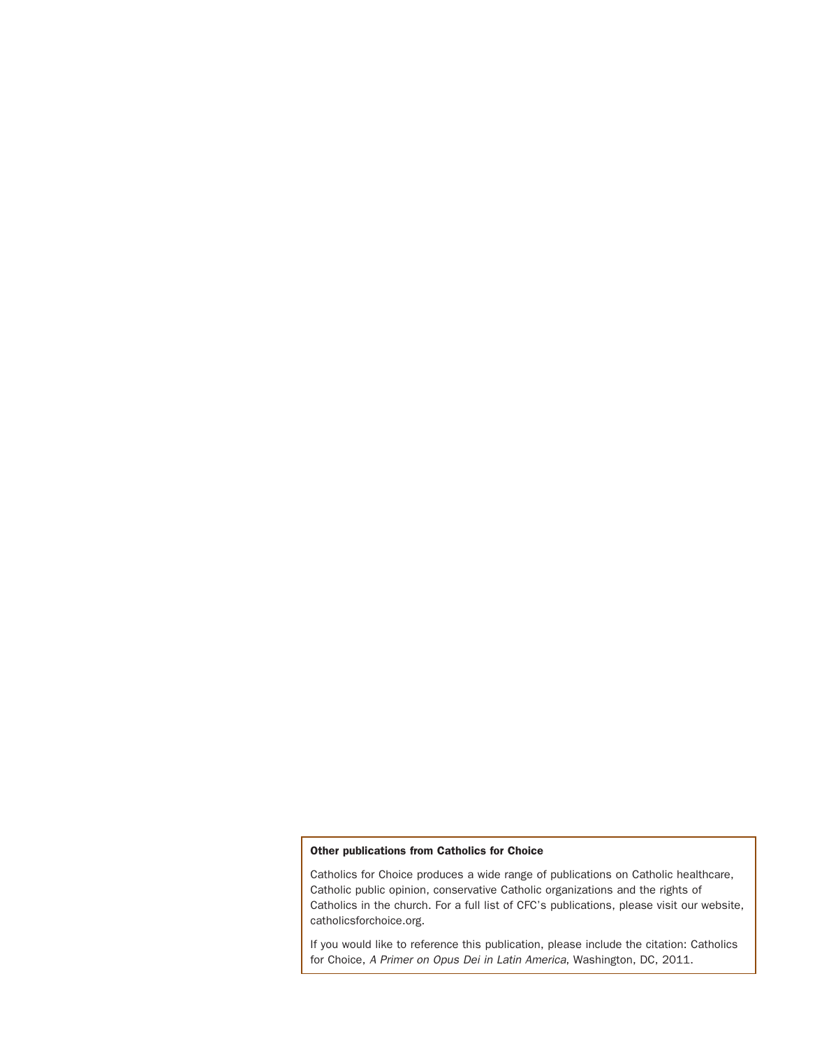**Other publications from Catholics for Choice**

Catholics for Choice produces a wide range of publications on Catholic healthcare, Catholic public opinion, conservative Catholic organizations and the rights of Catholics in the church. For a full list of CFC's publications, please visit our website, catholicsforchoice.org.

If you would like to reference this publication, please include the citation: Catholics for Choice, *A Primer on Opus Dei in Latin America*, Washington, DC, 2011.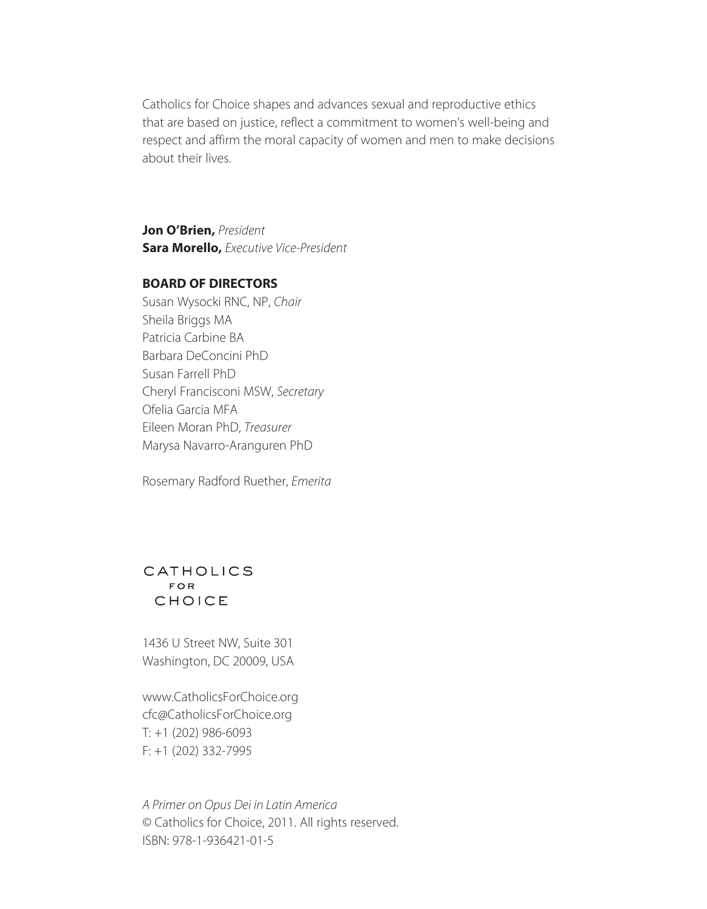Catholics for Choice shapes and advances sexual and reproductive ethics that are based on justice, reflect a commitment to women's well-being and respect and affirm the moral capacity of women and men to make decisions about their lives.

**Jon O'Brien,** *President*
**Sara Morello,** *Executive Vice-President*

**BOARD OF DIRECTORS**

Susan Wysocki RNC, NP, *Chair*
Sheila Briggs MA
Patricia Carbine BA
Barbara DeConcini PhD
Susan Farrell PhD
Cheryl Francisconi MSW, *Secretary*
Ofelia Garcia MFA
Eileen Moran PhD, *Treasurer*
Marysa Navarro-Aranguren PhD

Rosemary Radford Ruether, *Emerita*

CATHOLICS
FOR
CHOICE

1436 U Street NW, Suite 301
Washington, DC 20009, USA

www.CatholicsForChoice.org
cfc@CatholicsForChoice.org
T: +1 (202) 986-6093
F: +1 (202) 332-7995

*A Primer on Opus Dei in Latin America*
© Catholics for Choice, 2011. All rights reserved.
ISBN: 978-1-936421-01-5